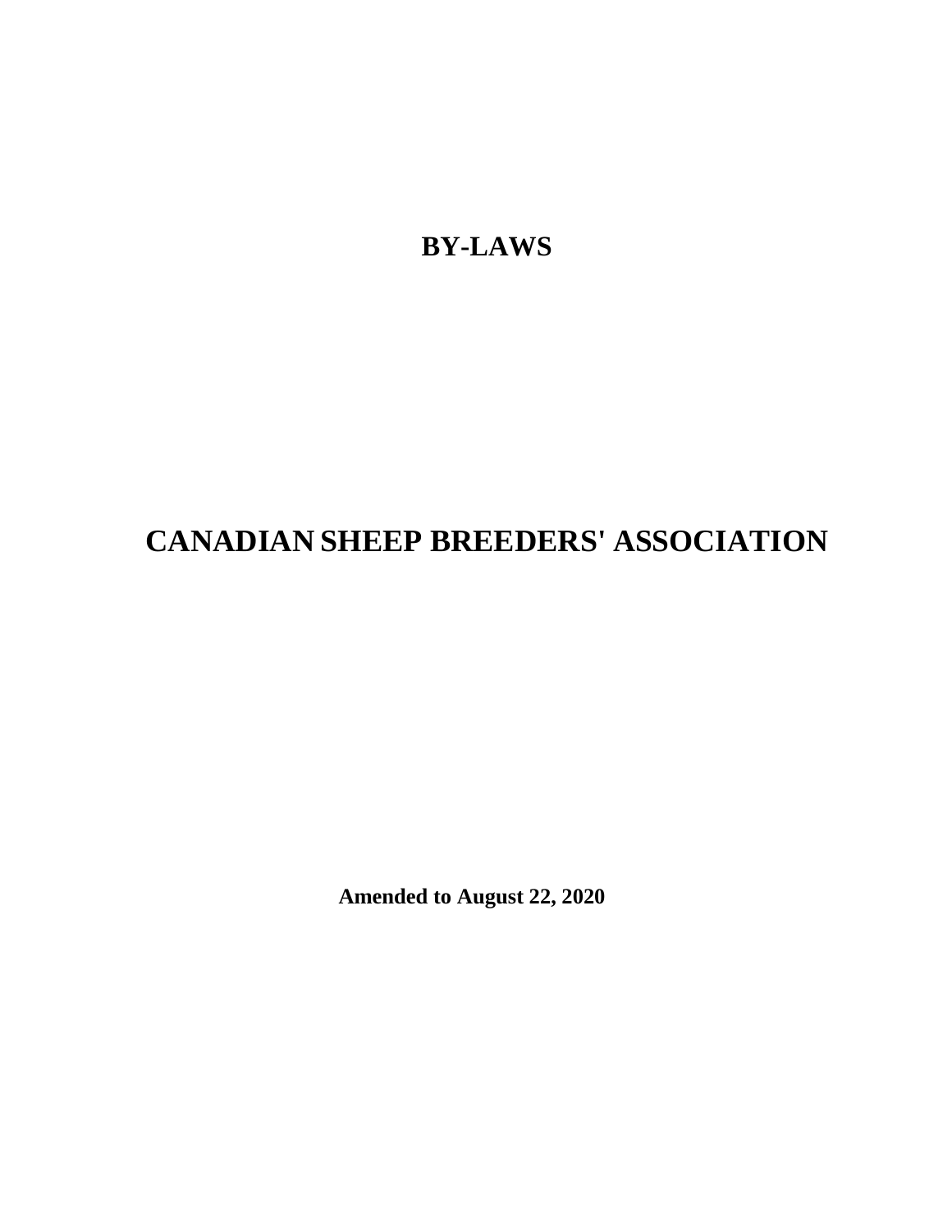# BY-LAWS

# CANADIAN SHEEP BREEDERS' ASSOCIATION

**Amended to August 22, 2020**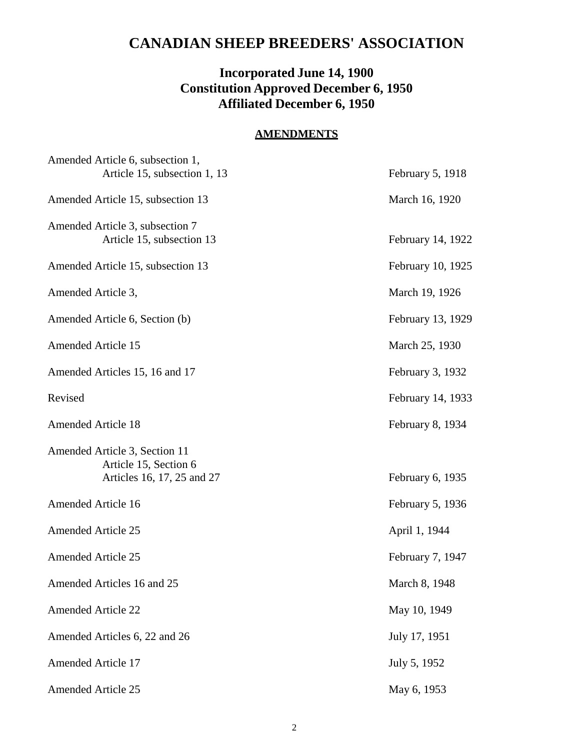# CANADIAN SHEEP BREEDERS' ASSOCIATION

## Incorporated June 14, 1900
## Constitution Approved December 6, 1950
## Affiliated December 6, 1950

**AMENDMENTS**

| | |
|---|---|
| Amended Article 6, subsection 1,<br>Article 15, subsection 1, 13 | February 5, 1918 |
| Amended Article 15, subsection 13 | March 16, 1920 |
| Amended Article 3, subsection 7<br>Article 15, subsection 13 | February 14, 1922 |
| Amended Article 15, subsection 13 | February 10, 1925 |
| Amended Article 3, | March 19, 1926 |
| Amended Article 6, Section (b) | February 13, 1929 |
| Amended Article 15 | March 25, 1930 |
| Amended Articles 15, 16 and 17 | February 3, 1932 |
| Revised | February 14, 1933 |
| Amended Article 18 | February 8, 1934 |
| Amended Article 3, Section 11<br>Article 15, Section 6<br>Articles 16, 17, 25 and 27 | February 6, 1935 |
| Amended Article 16 | February 5, 1936 |
| Amended Article 25 | April 1, 1944 |
| Amended Article 25 | February 7, 1947 |
| Amended Articles 16 and 25 | March 8, 1948 |
| Amended Article 22 | May 10, 1949 |
| Amended Articles 6, 22 and 26 | July 17, 1951 |
| Amended Article 17 | July 5, 1952 |
| Amended Article 25 | May 6, 1953 |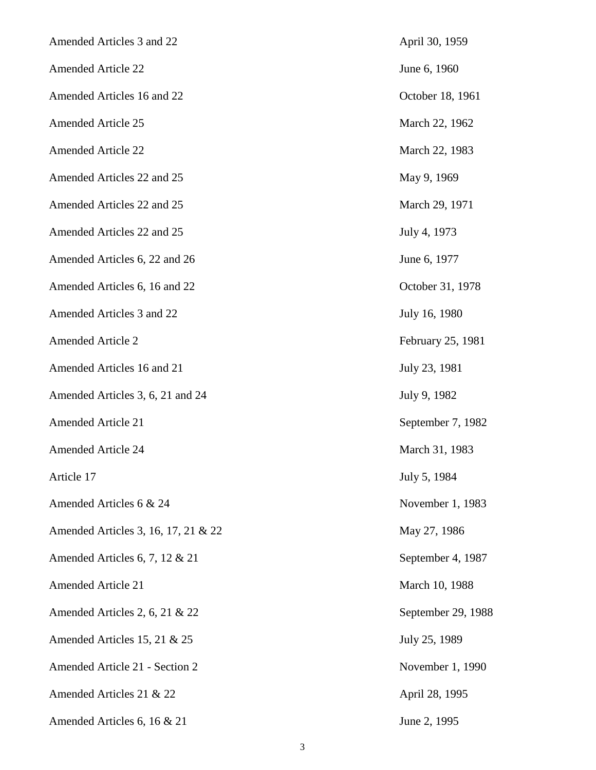| | |
|---|---|
| Amended Articles 3 and 22 | April 30, 1959 |
| Amended Article 22 | June 6, 1960 |
| Amended Articles 16 and 22 | October 18, 1961 |
| Amended Article 25 | March 22, 1962 |
| Amended Article 22 | March 22, 1983 |
| Amended Articles 22 and 25 | May 9, 1969 |
| Amended Articles 22 and 25 | March 29, 1971 |
| Amended Articles 22 and 25 | July 4, 1973 |
| Amended Articles 6, 22 and 26 | June 6, 1977 |
| Amended Articles 6, 16 and 22 | October 31, 1978 |
| Amended Articles 3 and 22 | July 16, 1980 |
| Amended Article 2 | February 25, 1981 |
| Amended Articles 16 and 21 | July 23, 1981 |
| Amended Articles 3, 6, 21 and 24 | July 9, 1982 |
| Amended Article 21 | September 7, 1982 |
| Amended Article 24 | March 31, 1983 |
| Article 17 | July 5, 1984 |
| Amended Articles 6 & 24 | November 1, 1983 |
| Amended Articles 3, 16, 17, 21 & 22 | May 27, 1986 |
| Amended Articles 6, 7, 12 & 21 | September 4, 1987 |
| Amended Article 21 | March 10, 1988 |
| Amended Articles 2, 6, 21 & 22 | September 29, 1988 |
| Amended Articles 15, 21 & 25 | July 25, 1989 |
| Amended Article 21 - Section 2 | November 1, 1990 |
| Amended Articles 21 & 22 | April 28, 1995 |
| Amended Articles 6, 16 & 21 | June 2, 1995 |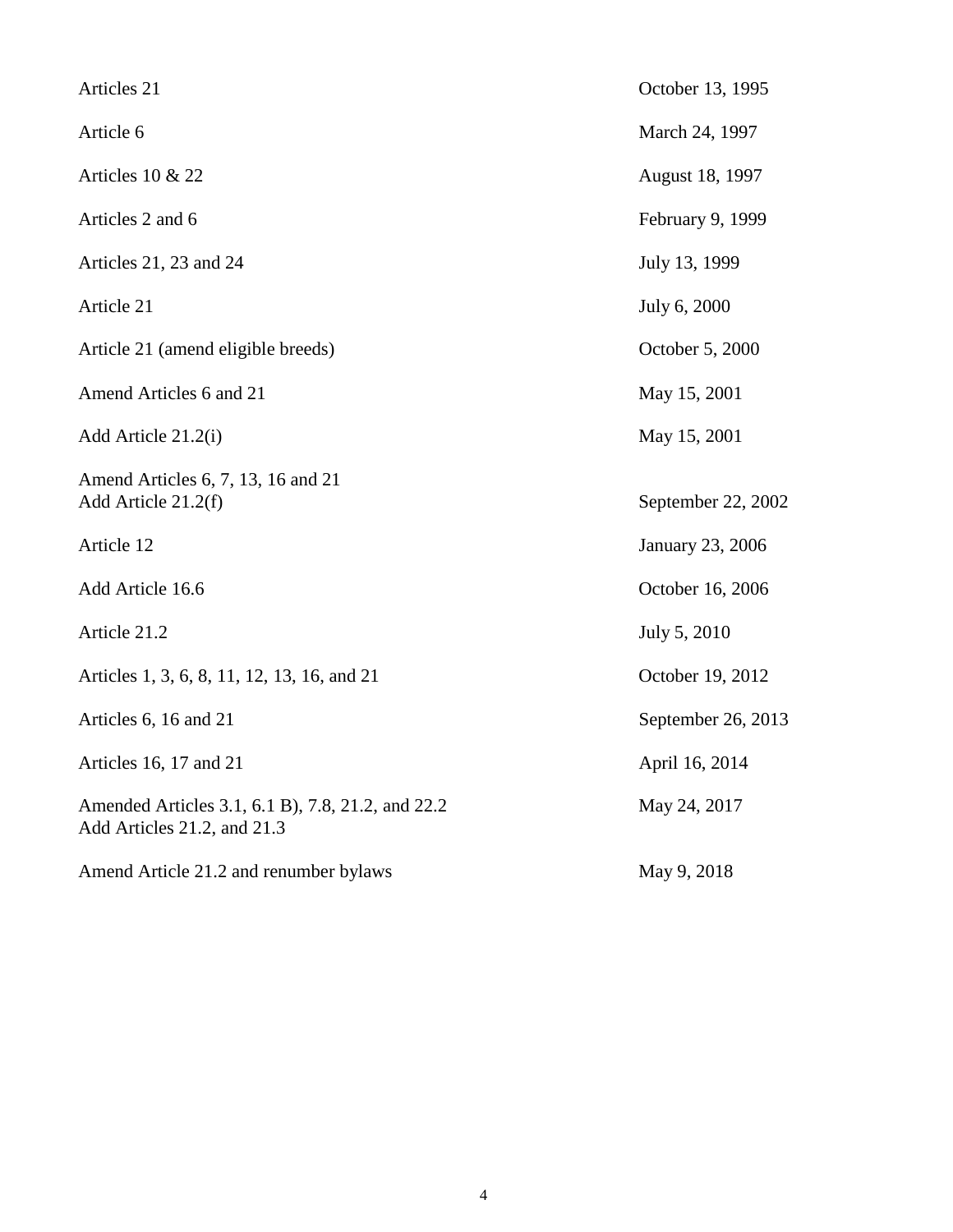| | |
|---|---|
| Articles 21 | October 13, 1995 |
| Article 6 | March 24, 1997 |
| Articles 10 & 22 | August 18, 1997 |
| Articles 2 and 6 | February 9, 1999 |
| Articles 21, 23 and 24 | July 13, 1999 |
| Article 21 | July 6, 2000 |
| Article 21 (amend eligible breeds) | October 5, 2000 |
| Amend Articles 6 and 21 | May 15, 2001 |
| Add Article 21.2(i) | May 15, 2001 |
| Amend Articles 6, 7, 13, 16 and 21<br>Add Article 21.2(f) | September 22, 2002 |
| Article 12 | January 23, 2006 |
| Add Article 16.6 | October 16, 2006 |
| Article 21.2 | July 5, 2010 |
| Articles 1, 3, 6, 8, 11, 12, 13, 16, and 21 | October 19, 2012 |
| Articles 6, 16 and 21 | September 26, 2013 |
| Articles 16, 17 and 21 | April 16, 2014 |
| Amended Articles 3.1, 6.1 B), 7.8, 21.2, and 22.2<br>Add Articles 21.2, and 21.3 | May 24, 2017 |
| Amend Article 21.2 and renumber bylaws | May 9, 2018 |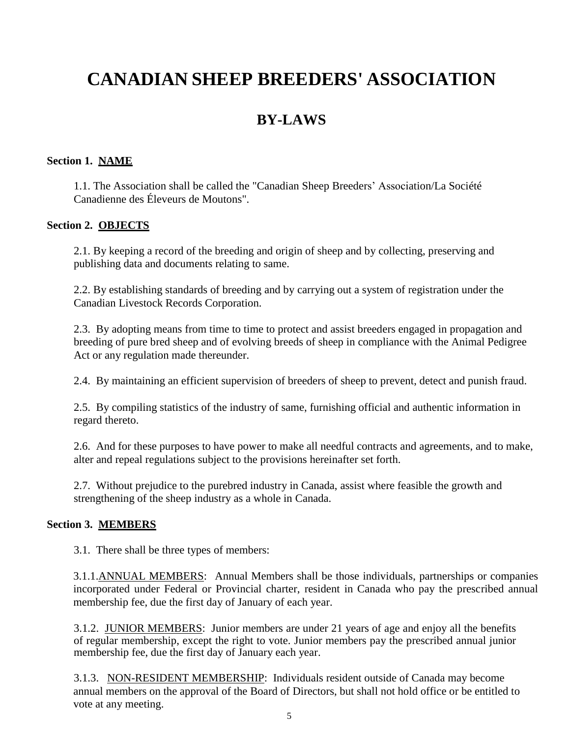# CANADIAN SHEEP BREEDERS' ASSOCIATION

## BY-LAWS

**Section 1. NAME**

1.1. The Association shall be called the "Canadian Sheep Breeders' Association/La Société Canadienne des Éleveurs de Moutons".

**Section 2. OBJECTS**

2.1. By keeping a record of the breeding and origin of sheep and by collecting, preserving and publishing data and documents relating to same.

2.2. By establishing standards of breeding and by carrying out a system of registration under the Canadian Livestock Records Corporation.

2.3. By adopting means from time to time to protect and assist breeders engaged in propagation and breeding of pure bred sheep and of evolving breeds of sheep in compliance with the Animal Pedigree Act or any regulation made thereunder.

2.4. By maintaining an efficient supervision of breeders of sheep to prevent, detect and punish fraud.

2.5. By compiling statistics of the industry of same, furnishing official and authentic information in regard thereto.

2.6. And for these purposes to have power to make all needful contracts and agreements, and to make, alter and repeal regulations subject to the provisions hereinafter set forth.

2.7. Without prejudice to the purebred industry in Canada, assist where feasible the growth and strengthening of the sheep industry as a whole in Canada.

**Section 3. MEMBERS**

3.1. There shall be three types of members:

3.1.1. ANNUAL MEMBERS: Annual Members shall be those individuals, partnerships or companies incorporated under Federal or Provincial charter, resident in Canada who pay the prescribed annual membership fee, due the first day of January of each year.

3.1.2. JUNIOR MEMBERS: Junior members are under 21 years of age and enjoy all the benefits of regular membership, except the right to vote. Junior members pay the prescribed annual junior membership fee, due the first day of January each year.

3.1.3. NON-RESIDENT MEMBERSHIP: Individuals resident outside of Canada may become annual members on the approval of the Board of Directors, but shall not hold office or be entitled to vote at any meeting.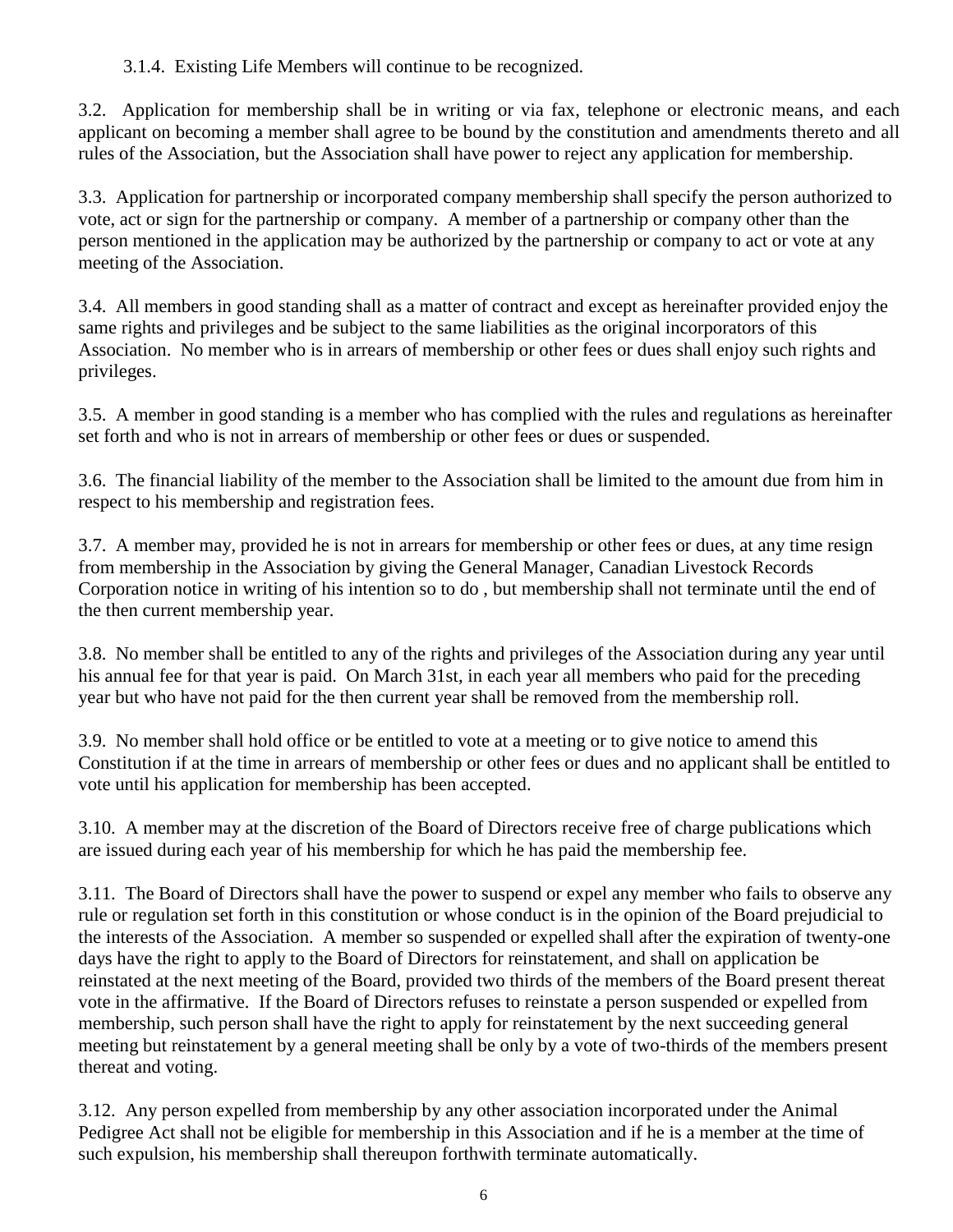3.1.4. Existing Life Members will continue to be recognized.

3.2. Application for membership shall be in writing or via fax, telephone or electronic means, and each applicant on becoming a member shall agree to be bound by the constitution and amendments thereto and all rules of the Association, but the Association shall have power to reject any application for membership.

3.3. Application for partnership or incorporated company membership shall specify the person authorized to vote, act or sign for the partnership or company. A member of a partnership or company other than the person mentioned in the application may be authorized by the partnership or company to act or vote at any meeting of the Association.

3.4. All members in good standing shall as a matter of contract and except as hereinafter provided enjoy the same rights and privileges and be subject to the same liabilities as the original incorporators of this Association. No member who is in arrears of membership or other fees or dues shall enjoy such rights and privileges.

3.5. A member in good standing is a member who has complied with the rules and regulations as hereinafter set forth and who is not in arrears of membership or other fees or dues or suspended.

3.6. The financial liability of the member to the Association shall be limited to the amount due from him in respect to his membership and registration fees.

3.7. A member may, provided he is not in arrears for membership or other fees or dues, at any time resign from membership in the Association by giving the General Manager, Canadian Livestock Records Corporation notice in writing of his intention so to do , but membership shall not terminate until the end of the then current membership year.

3.8. No member shall be entitled to any of the rights and privileges of the Association during any year until his annual fee for that year is paid. On March 31st, in each year all members who paid for the preceding year but who have not paid for the then current year shall be removed from the membership roll.

3.9. No member shall hold office or be entitled to vote at a meeting or to give notice to amend this Constitution if at the time in arrears of membership or other fees or dues and no applicant shall be entitled to vote until his application for membership has been accepted.

3.10. A member may at the discretion of the Board of Directors receive free of charge publications which are issued during each year of his membership for which he has paid the membership fee.

3.11. The Board of Directors shall have the power to suspend or expel any member who fails to observe any rule or regulation set forth in this constitution or whose conduct is in the opinion of the Board prejudicial to the interests of the Association. A member so suspended or expelled shall after the expiration of twenty-one days have the right to apply to the Board of Directors for reinstatement, and shall on application be reinstated at the next meeting of the Board, provided two thirds of the members of the Board present thereat vote in the affirmative. If the Board of Directors refuses to reinstate a person suspended or expelled from membership, such person shall have the right to apply for reinstatement by the next succeeding general meeting but reinstatement by a general meeting shall be only by a vote of two-thirds of the members present thereat and voting.

3.12. Any person expelled from membership by any other association incorporated under the Animal Pedigree Act shall not be eligible for membership in this Association and if he is a member at the time of such expulsion, his membership shall thereupon forthwith terminate automatically.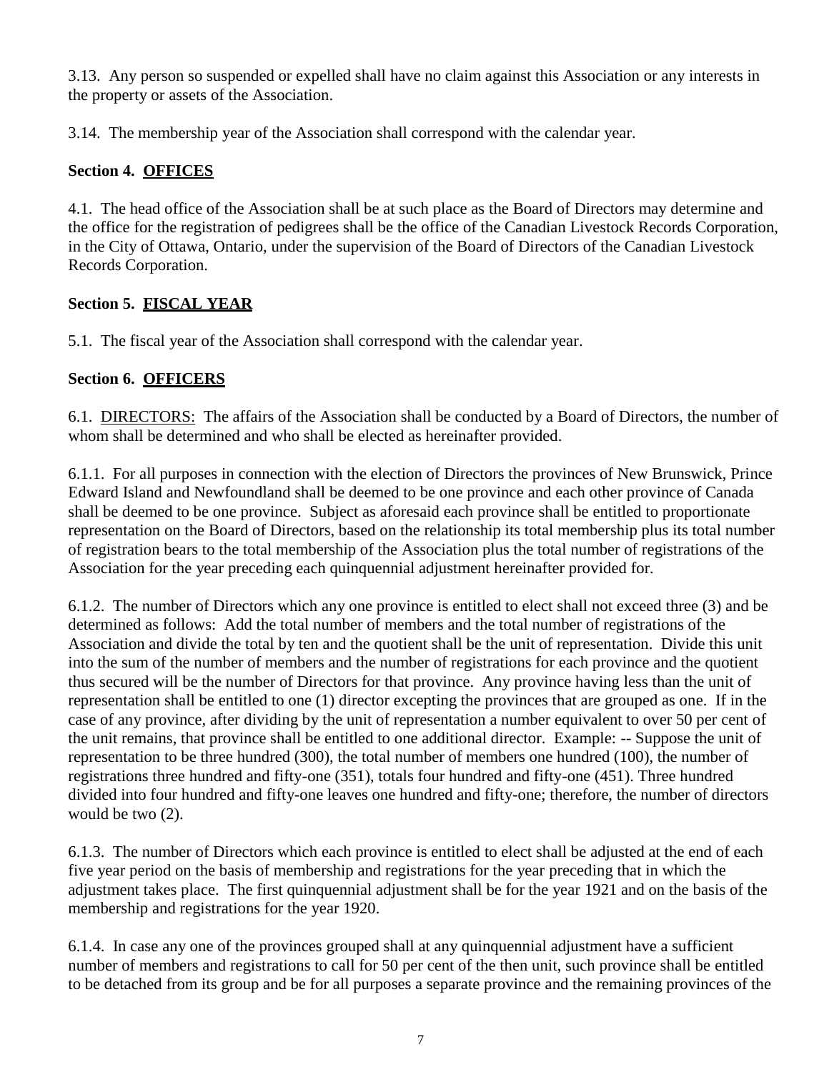3.13. Any person so suspended or expelled shall have no claim against this Association or any interests in the property or assets of the Association.

3.14. The membership year of the Association shall correspond with the calendar year.

## Section 4. OFFICES

4.1. The head office of the Association shall be at such place as the Board of Directors may determine and the office for the registration of pedigrees shall be the office of the Canadian Livestock Records Corporation, in the City of Ottawa, Ontario, under the supervision of the Board of Directors of the Canadian Livestock Records Corporation.

## Section 5. FISCAL YEAR

5.1. The fiscal year of the Association shall correspond with the calendar year.

## Section 6. OFFICERS

6.1. DIRECTORS: The affairs of the Association shall be conducted by a Board of Directors, the number of whom shall be determined and who shall be elected as hereinafter provided.

6.1.1. For all purposes in connection with the election of Directors the provinces of New Brunswick, Prince Edward Island and Newfoundland shall be deemed to be one province and each other province of Canada shall be deemed to be one province. Subject as aforesaid each province shall be entitled to proportionate representation on the Board of Directors, based on the relationship its total membership plus its total number of registration bears to the total membership of the Association plus the total number of registrations of the Association for the year preceding each quinquennial adjustment hereinafter provided for.

6.1.2. The number of Directors which any one province is entitled to elect shall not exceed three (3) and be determined as follows: Add the total number of members and the total number of registrations of the Association and divide the total by ten and the quotient shall be the unit of representation. Divide this unit into the sum of the number of members and the number of registrations for each province and the quotient thus secured will be the number of Directors for that province. Any province having less than the unit of representation shall be entitled to one (1) director excepting the provinces that are grouped as one. If in the case of any province, after dividing by the unit of representation a number equivalent to over 50 per cent of the unit remains, that province shall be entitled to one additional director. Example: -- Suppose the unit of representation to be three hundred (300), the total number of members one hundred (100), the number of registrations three hundred and fifty-one (351), totals four hundred and fifty-one (451). Three hundred divided into four hundred and fifty-one leaves one hundred and fifty-one; therefore, the number of directors would be two (2).

6.1.3. The number of Directors which each province is entitled to elect shall be adjusted at the end of each five year period on the basis of membership and registrations for the year preceding that in which the adjustment takes place. The first quinquennial adjustment shall be for the year 1921 and on the basis of the membership and registrations for the year 1920.

6.1.4. In case any one of the provinces grouped shall at any quinquennial adjustment have a sufficient number of members and registrations to call for 50 per cent of the then unit, such province shall be entitled to be detached from its group and be for all purposes a separate province and the remaining provinces of the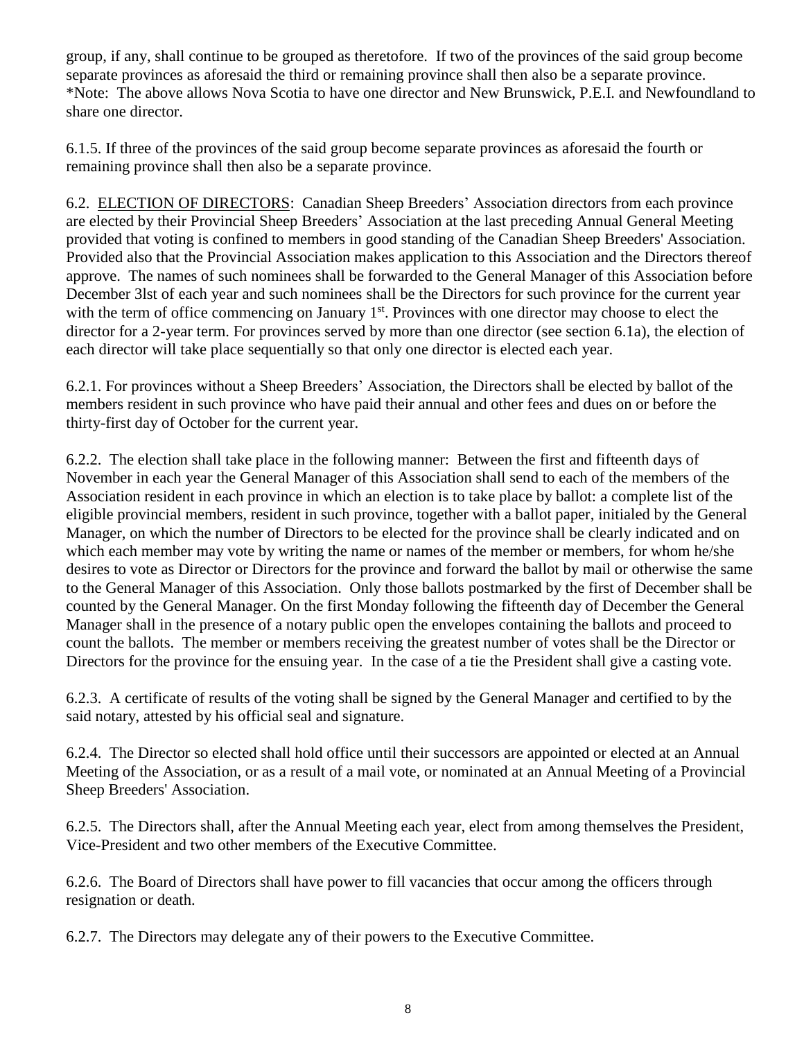group, if any, shall continue to be grouped as theretofore. If two of the provinces of the said group become separate provinces as aforesaid the third or remaining province shall then also be a separate province. *Note: The above allows Nova Scotia to have one director and New Brunswick, P.E.I. and Newfoundland to share one director.

6.1.5. If three of the provinces of the said group become separate provinces as aforesaid the fourth or remaining province shall then also be a separate province.

6.2. <u>ELECTION OF DIRECTORS</u>: Canadian Sheep Breeders' Association directors from each province are elected by their Provincial Sheep Breeders' Association at the last preceding Annual General Meeting provided that voting is confined to members in good standing of the Canadian Sheep Breeders' Association. Provided also that the Provincial Association makes application to this Association and the Directors thereof approve. The names of such nominees shall be forwarded to the General Manager of this Association before December 3lst of each year and such nominees shall be the Directors for such province for the current year with the term of office commencing on January 1st. Provinces with one director may choose to elect the director for a 2-year term. For provinces served by more than one director (see section 6.1a), the election of each director will take place sequentially so that only one director is elected each year.

6.2.1. For provinces without a Sheep Breeders' Association, the Directors shall be elected by ballot of the members resident in such province who have paid their annual and other fees and dues on or before the thirty-first day of October for the current year.

6.2.2. The election shall take place in the following manner: Between the first and fifteenth days of November in each year the General Manager of this Association shall send to each of the members of the Association resident in each province in which an election is to take place by ballot: a complete list of the eligible provincial members, resident in such province, together with a ballot paper, initialed by the General Manager, on which the number of Directors to be elected for the province shall be clearly indicated and on which each member may vote by writing the name or names of the member or members, for whom he/she desires to vote as Director or Directors for the province and forward the ballot by mail or otherwise the same to the General Manager of this Association. Only those ballots postmarked by the first of December shall be counted by the General Manager. On the first Monday following the fifteenth day of December the General Manager shall in the presence of a notary public open the envelopes containing the ballots and proceed to count the ballots. The member or members receiving the greatest number of votes shall be the Director or Directors for the province for the ensuing year. In the case of a tie the President shall give a casting vote.

6.2.3. A certificate of results of the voting shall be signed by the General Manager and certified to by the said notary, attested by his official seal and signature.

6.2.4. The Director so elected shall hold office until their successors are appointed or elected at an Annual Meeting of the Association, or as a result of a mail vote, or nominated at an Annual Meeting of a Provincial Sheep Breeders' Association.

6.2.5. The Directors shall, after the Annual Meeting each year, elect from among themselves the President, Vice-President and two other members of the Executive Committee.

6.2.6. The Board of Directors shall have power to fill vacancies that occur among the officers through resignation or death.

6.2.7. The Directors may delegate any of their powers to the Executive Committee.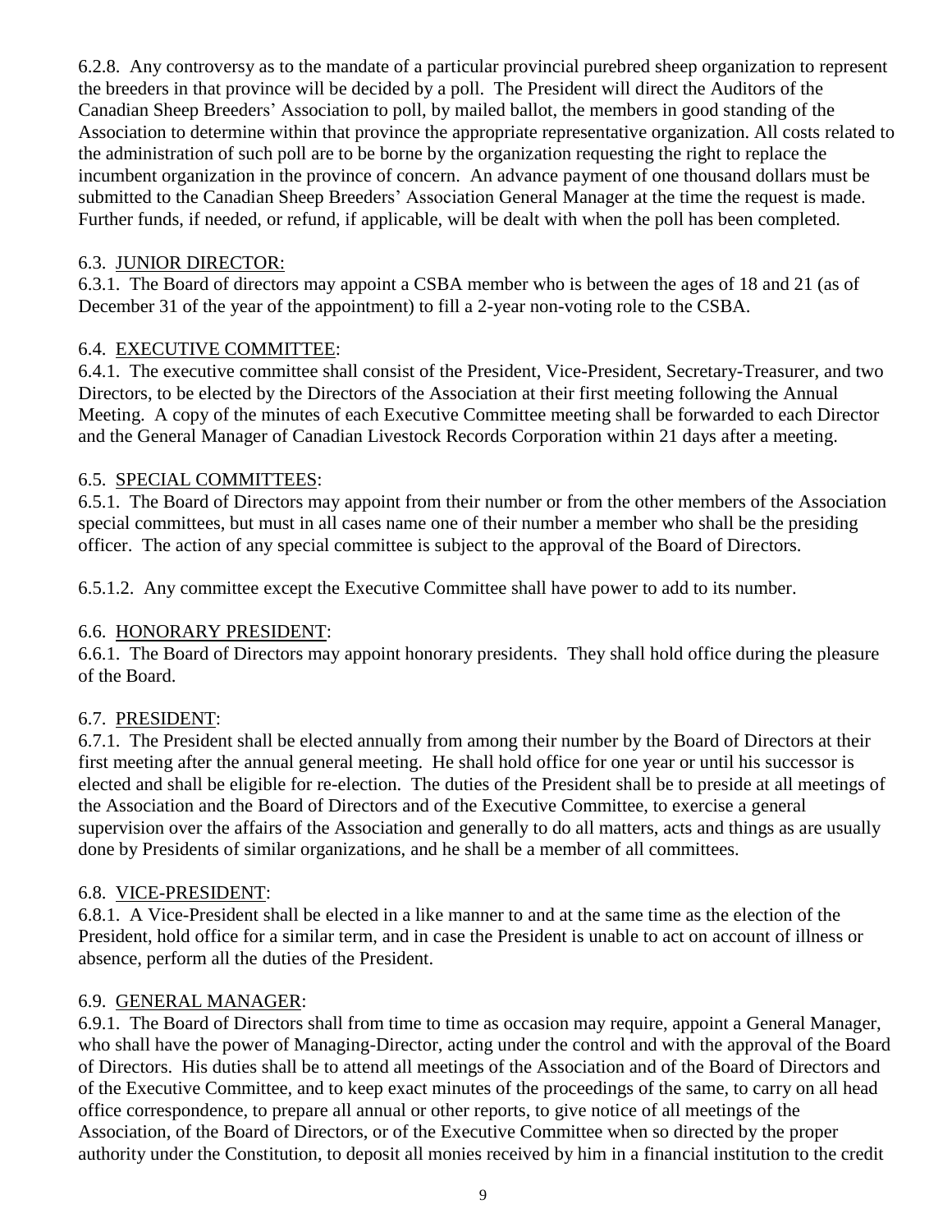6.2.8. Any controversy as to the mandate of a particular provincial purebred sheep organization to represent the breeders in that province will be decided by a poll. The President will direct the Auditors of the Canadian Sheep Breeders' Association to poll, by mailed ballot, the members in good standing of the Association to determine within that province the appropriate representative organization. All costs related to the administration of such poll are to be borne by the organization requesting the right to replace the incumbent organization in the province of concern. An advance payment of one thousand dollars must be submitted to the Canadian Sheep Breeders' Association General Manager at the time the request is made. Further funds, if needed, or refund, if applicable, will be dealt with when the poll has been completed.

6.3. <u>JUNIOR DIRECTOR</u>:

6.3.1. The Board of directors may appoint a CSBA member who is between the ages of 18 and 21 (as of December 31 of the year of the appointment) to fill a 2-year non-voting role to the CSBA.

6.4. <u>EXECUTIVE COMMITTEE</u>:

6.4.1. The executive committee shall consist of the President, Vice-President, Secretary-Treasurer, and two Directors, to be elected by the Directors of the Association at their first meeting following the Annual Meeting. A copy of the minutes of each Executive Committee meeting shall be forwarded to each Director and the General Manager of Canadian Livestock Records Corporation within 21 days after a meeting.

6.5. <u>SPECIAL COMMITTEES</u>:

6.5.1. The Board of Directors may appoint from their number or from the other members of the Association special committees, but must in all cases name one of their number a member who shall be the presiding officer. The action of any special committee is subject to the approval of the Board of Directors.

6.5.1.2. Any committee except the Executive Committee shall have power to add to its number.

6.6. <u>HONORARY PRESIDENT</u>:

6.6.1. The Board of Directors may appoint honorary presidents. They shall hold office during the pleasure of the Board.

6.7. <u>PRESIDENT</u>:

6.7.1. The President shall be elected annually from among their number by the Board of Directors at their first meeting after the annual general meeting. He shall hold office for one year or until his successor is elected and shall be eligible for re-election. The duties of the President shall be to preside at all meetings of the Association and the Board of Directors and of the Executive Committee, to exercise a general supervision over the affairs of the Association and generally to do all matters, acts and things as are usually done by Presidents of similar organizations, and he shall be a member of all committees.

6.8. <u>VICE-PRESIDENT</u>:

6.8.1. A Vice-President shall be elected in a like manner to and at the same time as the election of the President, hold office for a similar term, and in case the President is unable to act on account of illness or absence, perform all the duties of the President.

6.9. <u>GENERAL MANAGER</u>:

6.9.1. The Board of Directors shall from time to time as occasion may require, appoint a General Manager, who shall have the power of Managing-Director, acting under the control and with the approval of the Board of Directors. His duties shall be to attend all meetings of the Association and of the Board of Directors and of the Executive Committee, and to keep exact minutes of the proceedings of the same, to carry on all head office correspondence, to prepare all annual or other reports, to give notice of all meetings of the Association, of the Board of Directors, or of the Executive Committee when so directed by the proper authority under the Constitution, to deposit all monies received by him in a financial institution to the credit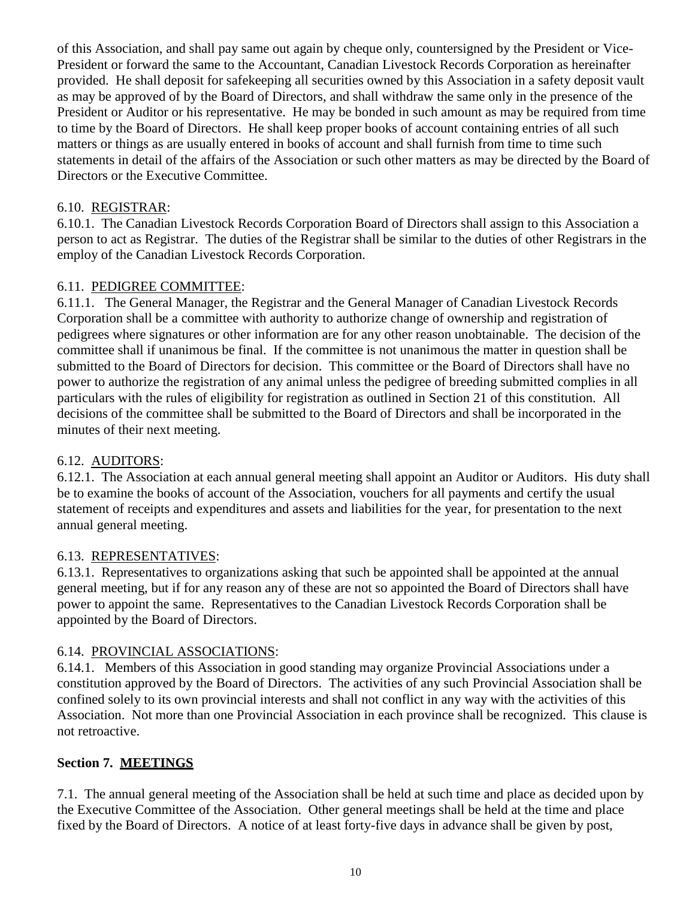of this Association, and shall pay same out again by cheque only, countersigned by the President or Vice-President or forward the same to the Accountant, Canadian Livestock Records Corporation as hereinafter provided. He shall deposit for safekeeping all securities owned by this Association in a safety deposit vault as may be approved of by the Board of Directors, and shall withdraw the same only in the presence of the President or Auditor or his representative. He may be bonded in such amount as may be required from time to time by the Board of Directors. He shall keep proper books of account containing entries of all such matters or things as are usually entered in books of account and shall furnish from time to time such statements in detail of the affairs of the Association or such other matters as may be directed by the Board of Directors or the Executive Committee.

6.10. REGISTRAR:
6.10.1. The Canadian Livestock Records Corporation Board of Directors shall assign to this Association a person to act as Registrar. The duties of the Registrar shall be similar to the duties of other Registrars in the employ of the Canadian Livestock Records Corporation.

6.11. PEDIGREE COMMITTEE:
6.11.1. The General Manager, the Registrar and the General Manager of Canadian Livestock Records Corporation shall be a committee with authority to authorize change of ownership and registration of pedigrees where signatures or other information are for any other reason unobtainable. The decision of the committee shall if unanimous be final. If the committee is not unanimous the matter in question shall be submitted to the Board of Directors for decision. This committee or the Board of Directors shall have no power to authorize the registration of any animal unless the pedigree of breeding submitted complies in all particulars with the rules of eligibility for registration as outlined in Section 21 of this constitution. All decisions of the committee shall be submitted to the Board of Directors and shall be incorporated in the minutes of their next meeting.

6.12. AUDITORS:
6.12.1. The Association at each annual general meeting shall appoint an Auditor or Auditors. His duty shall be to examine the books of account of the Association, vouchers for all payments and certify the usual statement of receipts and expenditures and assets and liabilities for the year, for presentation to the next annual general meeting.

6.13. REPRESENTATIVES:
6.13.1. Representatives to organizations asking that such be appointed shall be appointed at the annual general meeting, but if for any reason any of these are not so appointed the Board of Directors shall have power to appoint the same. Representatives to the Canadian Livestock Records Corporation shall be appointed by the Board of Directors.

6.14. PROVINCIAL ASSOCIATIONS:
6.14.1. Members of this Association in good standing may organize Provincial Associations under a constitution approved by the Board of Directors. The activities of any such Provincial Association shall be confined solely to its own provincial interests and shall not conflict in any way with the activities of this Association. Not more than one Provincial Association in each province shall be recognized. This clause is not retroactive.

## Section 7. MEETINGS

7.1. The annual general meeting of the Association shall be held at such time and place as decided upon by the Executive Committee of the Association. Other general meetings shall be held at the time and place fixed by the Board of Directors. A notice of at least forty-five days in advance shall be given by post,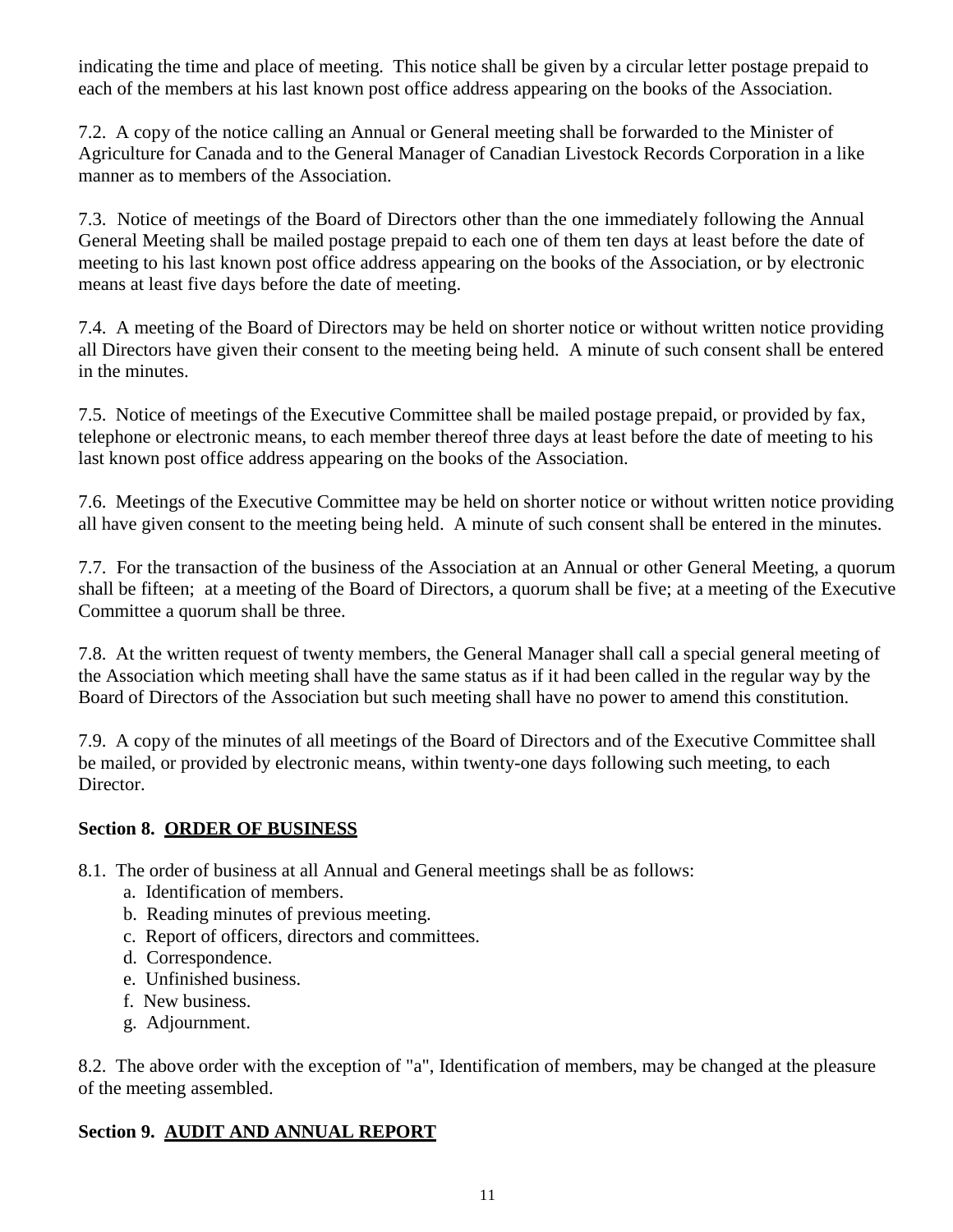indicating the time and place of meeting. This notice shall be given by a circular letter postage prepaid to each of the members at his last known post office address appearing on the books of the Association.

7.2. A copy of the notice calling an Annual or General meeting shall be forwarded to the Minister of Agriculture for Canada and to the General Manager of Canadian Livestock Records Corporation in a like manner as to members of the Association.

7.3. Notice of meetings of the Board of Directors other than the one immediately following the Annual General Meeting shall be mailed postage prepaid to each one of them ten days at least before the date of meeting to his last known post office address appearing on the books of the Association, or by electronic means at least five days before the date of meeting.

7.4. A meeting of the Board of Directors may be held on shorter notice or without written notice providing all Directors have given their consent to the meeting being held. A minute of such consent shall be entered in the minutes.

7.5. Notice of meetings of the Executive Committee shall be mailed postage prepaid, or provided by fax, telephone or electronic means, to each member thereof three days at least before the date of meeting to his last known post office address appearing on the books of the Association.

7.6. Meetings of the Executive Committee may be held on shorter notice or without written notice providing all have given consent to the meeting being held. A minute of such consent shall be entered in the minutes.

7.7. For the transaction of the business of the Association at an Annual or other General Meeting, a quorum shall be fifteen; at a meeting of the Board of Directors, a quorum shall be five; at a meeting of the Executive Committee a quorum shall be three.

7.8. At the written request of twenty members, the General Manager shall call a special general meeting of the Association which meeting shall have the same status as if it had been called in the regular way by the Board of Directors of the Association but such meeting shall have no power to amend this constitution.

7.9. A copy of the minutes of all meetings of the Board of Directors and of the Executive Committee shall be mailed, or provided by electronic means, within twenty-one days following such meeting, to each Director.

## Section 8. ORDER OF BUSINESS

8.1. The order of business at all Annual and General meetings shall be as follows:

a. Identification of members.
b. Reading minutes of previous meeting.
c. Report of officers, directors and committees.
d. Correspondence.
e. Unfinished business.
f. New business.
g. Adjournment.

8.2. The above order with the exception of "a", Identification of members, may be changed at the pleasure of the meeting assembled.

## Section 9. AUDIT AND ANNUAL REPORT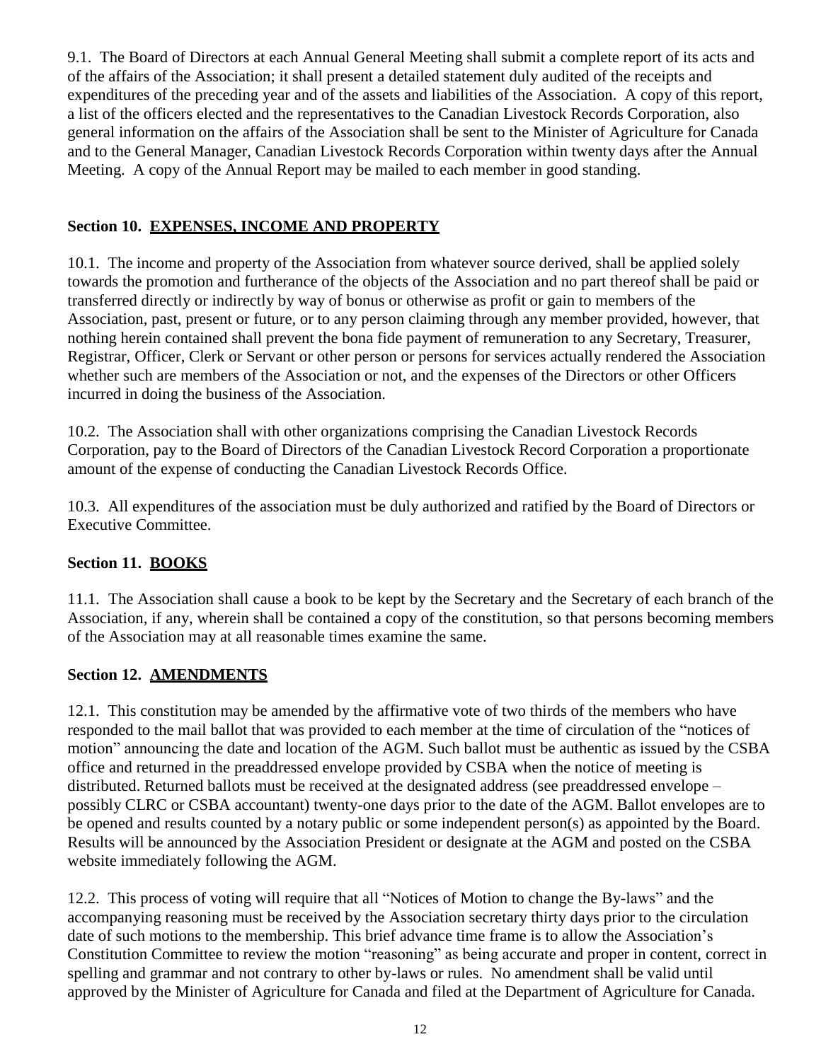9.1. The Board of Directors at each Annual General Meeting shall submit a complete report of its acts and of the affairs of the Association; it shall present a detailed statement duly audited of the receipts and expenditures of the preceding year and of the assets and liabilities of the Association. A copy of this report, a list of the officers elected and the representatives to the Canadian Livestock Records Corporation, also general information on the affairs of the Association shall be sent to the Minister of Agriculture for Canada and to the General Manager, Canadian Livestock Records Corporation within twenty days after the Annual Meeting. A copy of the Annual Report may be mailed to each member in good standing.

### Section 10. EXPENSES, INCOME AND PROPERTY

10.1. The income and property of the Association from whatever source derived, shall be applied solely towards the promotion and furtherance of the objects of the Association and no part thereof shall be paid or transferred directly or indirectly by way of bonus or otherwise as profit or gain to members of the Association, past, present or future, or to any person claiming through any member provided, however, that nothing herein contained shall prevent the bona fide payment of remuneration to any Secretary, Treasurer, Registrar, Officer, Clerk or Servant or other person or persons for services actually rendered the Association whether such are members of the Association or not, and the expenses of the Directors or other Officers incurred in doing the business of the Association.

10.2. The Association shall with other organizations comprising the Canadian Livestock Records Corporation, pay to the Board of Directors of the Canadian Livestock Record Corporation a proportionate amount of the expense of conducting the Canadian Livestock Records Office.

10.3. All expenditures of the association must be duly authorized and ratified by the Board of Directors or Executive Committee.

### Section 11. BOOKS

11.1. The Association shall cause a book to be kept by the Secretary and the Secretary of each branch of the Association, if any, wherein shall be contained a copy of the constitution, so that persons becoming members of the Association may at all reasonable times examine the same.

### Section 12. AMENDMENTS

12.1. This constitution may be amended by the affirmative vote of two thirds of the members who have responded to the mail ballot that was provided to each member at the time of circulation of the "notices of motion" announcing the date and location of the AGM. Such ballot must be authentic as issued by the CSBA office and returned in the preaddressed envelope provided by CSBA when the notice of meeting is distributed. Returned ballots must be received at the designated address (see preaddressed envelope – possibly CLRC or CSBA accountant) twenty-one days prior to the date of the AGM. Ballot envelopes are to be opened and results counted by a notary public or some independent person(s) as appointed by the Board. Results will be announced by the Association President or designate at the AGM and posted on the CSBA website immediately following the AGM.

12.2. This process of voting will require that all "Notices of Motion to change the By-laws" and the accompanying reasoning must be received by the Association secretary thirty days prior to the circulation date of such motions to the membership. This brief advance time frame is to allow the Association's Constitution Committee to review the motion "reasoning" as being accurate and proper in content, correct in spelling and grammar and not contrary to other by-laws or rules. No amendment shall be valid until approved by the Minister of Agriculture for Canada and filed at the Department of Agriculture for Canada.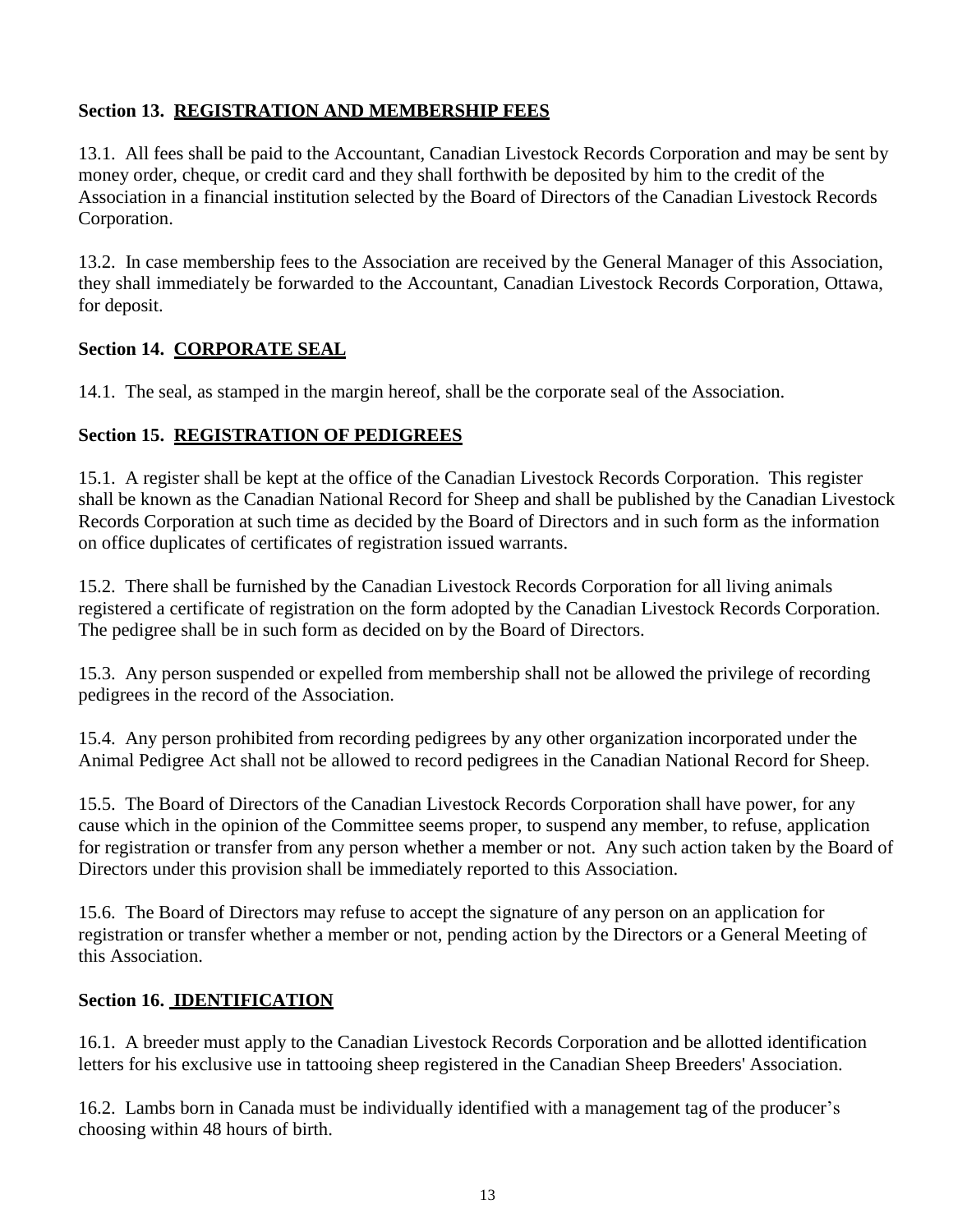**Section 13. REGISTRATION AND MEMBERSHIP FEES**

13.1. All fees shall be paid to the Accountant, Canadian Livestock Records Corporation and may be sent by money order, cheque, or credit card and they shall forthwith be deposited by him to the credit of the Association in a financial institution selected by the Board of Directors of the Canadian Livestock Records Corporation.

13.2. In case membership fees to the Association are received by the General Manager of this Association, they shall immediately be forwarded to the Accountant, Canadian Livestock Records Corporation, Ottawa, for deposit.

**Section 14. CORPORATE SEAL**

14.1. The seal, as stamped in the margin hereof, shall be the corporate seal of the Association.

**Section 15. REGISTRATION OF PEDIGREES**

15.1. A register shall be kept at the office of the Canadian Livestock Records Corporation. This register shall be known as the Canadian National Record for Sheep and shall be published by the Canadian Livestock Records Corporation at such time as decided by the Board of Directors and in such form as the information on office duplicates of certificates of registration issued warrants.

15.2. There shall be furnished by the Canadian Livestock Records Corporation for all living animals registered a certificate of registration on the form adopted by the Canadian Livestock Records Corporation. The pedigree shall be in such form as decided on by the Board of Directors.

15.3. Any person suspended or expelled from membership shall not be allowed the privilege of recording pedigrees in the record of the Association.

15.4. Any person prohibited from recording pedigrees by any other organization incorporated under the Animal Pedigree Act shall not be allowed to record pedigrees in the Canadian National Record for Sheep.

15.5. The Board of Directors of the Canadian Livestock Records Corporation shall have power, for any cause which in the opinion of the Committee seems proper, to suspend any member, to refuse, application for registration or transfer from any person whether a member or not. Any such action taken by the Board of Directors under this provision shall be immediately reported to this Association.

15.6. The Board of Directors may refuse to accept the signature of any person on an application for registration or transfer whether a member or not, pending action by the Directors or a General Meeting of this Association.

**Section 16. IDENTIFICATION**

16.1. A breeder must apply to the Canadian Livestock Records Corporation and be allotted identification letters for his exclusive use in tattooing sheep registered in the Canadian Sheep Breeders' Association.

16.2. Lambs born in Canada must be individually identified with a management tag of the producer's choosing within 48 hours of birth.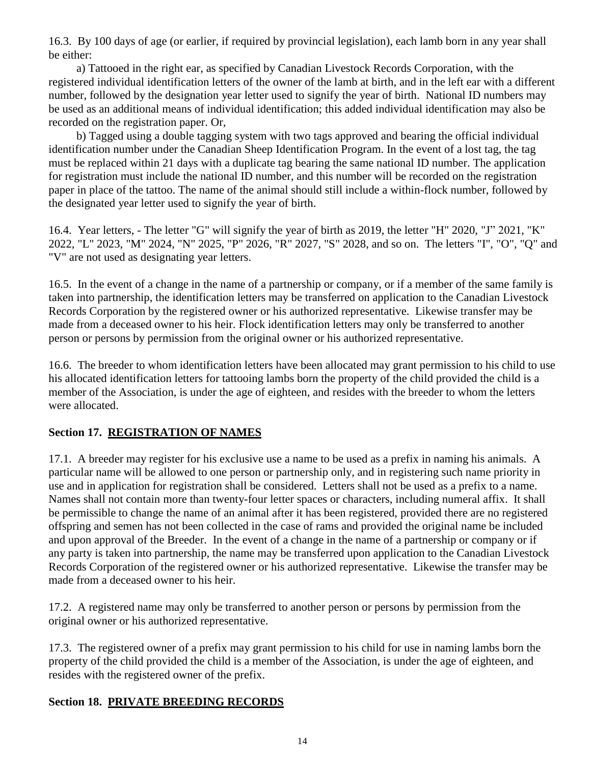16.3. By 100 days of age (or earlier, if required by provincial legislation), each lamb born in any year shall be either:

a) Tattooed in the right ear, as specified by Canadian Livestock Records Corporation, with the registered individual identification letters of the owner of the lamb at birth, and in the left ear with a different number, followed by the designation year letter used to signify the year of birth. National ID numbers may be used as an additional means of individual identification; this added individual identification may also be recorded on the registration paper. Or,

b) Tagged using a double tagging system with two tags approved and bearing the official individual identification number under the Canadian Sheep Identification Program. In the event of a lost tag, the tag must be replaced within 21 days with a duplicate tag bearing the same national ID number. The application for registration must include the national ID number, and this number will be recorded on the registration paper in place of the tattoo. The name of the animal should still include a within-flock number, followed by the designated year letter used to signify the year of birth.

16.4. Year letters, - The letter "G" will signify the year of birth as 2019, the letter "H" 2020, "J" 2021, "K" 2022, "L" 2023, "M" 2024, "N" 2025, "P" 2026, "R" 2027, "S" 2028, and so on. The letters "I", "O", "Q" and "V" are not used as designating year letters.

16.5. In the event of a change in the name of a partnership or company, or if a member of the same family is taken into partnership, the identification letters may be transferred on application to the Canadian Livestock Records Corporation by the registered owner or his authorized representative. Likewise transfer may be made from a deceased owner to his heir. Flock identification letters may only be transferred to another person or persons by permission from the original owner or his authorized representative.

16.6. The breeder to whom identification letters have been allocated may grant permission to his child to use his allocated identification letters for tattooing lambs born the property of the child provided the child is a member of the Association, is under the age of eighteen, and resides with the breeder to whom the letters were allocated.

## Section 17. REGISTRATION OF NAMES

17.1. A breeder may register for his exclusive use a name to be used as a prefix in naming his animals. A particular name will be allowed to one person or partnership only, and in registering such name priority in use and in application for registration shall be considered. Letters shall not be used as a prefix to a name. Names shall not contain more than twenty-four letter spaces or characters, including numeral affix. It shall be permissible to change the name of an animal after it has been registered, provided there are no registered offspring and semen has not been collected in the case of rams and provided the original name be included and upon approval of the Breeder. In the event of a change in the name of a partnership or company or if any party is taken into partnership, the name may be transferred upon application to the Canadian Livestock Records Corporation of the registered owner or his authorized representative. Likewise the transfer may be made from a deceased owner to his heir.

17.2. A registered name may only be transferred to another person or persons by permission from the original owner or his authorized representative.

17.3. The registered owner of a prefix may grant permission to his child for use in naming lambs born the property of the child provided the child is a member of the Association, is under the age of eighteen, and resides with the registered owner of the prefix.

## Section 18. PRIVATE BREEDING RECORDS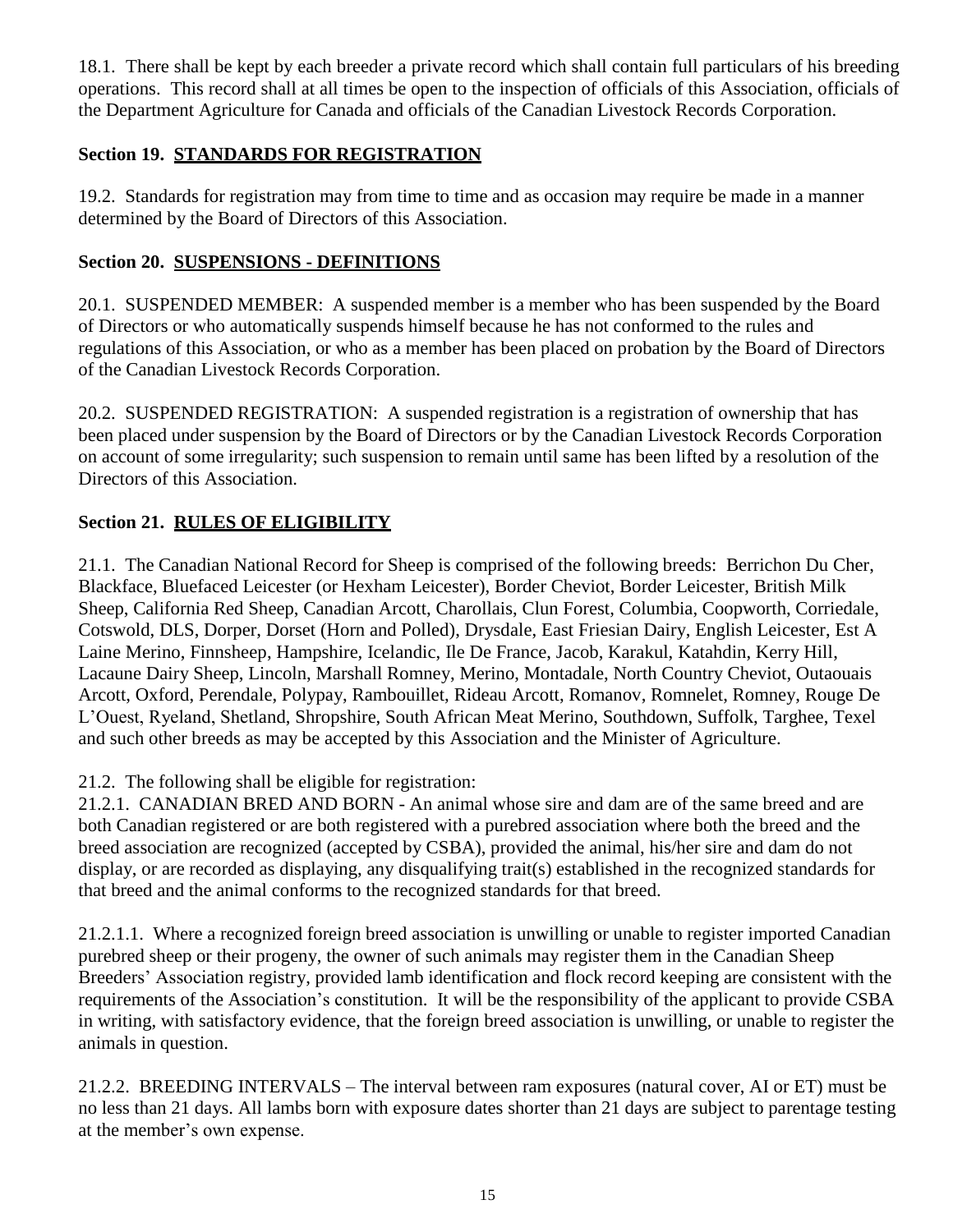18.1. There shall be kept by each breeder a private record which shall contain full particulars of his breeding operations. This record shall at all times be open to the inspection of officials of this Association, officials of the Department Agriculture for Canada and officials of the Canadian Livestock Records Corporation.

### Section 19. STANDARDS FOR REGISTRATION

19.2. Standards for registration may from time to time and as occasion may require be made in a manner determined by the Board of Directors of this Association.

### Section 20. SUSPENSIONS - DEFINITIONS

20.1. SUSPENDED MEMBER: A suspended member is a member who has been suspended by the Board of Directors or who automatically suspends himself because he has not conformed to the rules and regulations of this Association, or who as a member has been placed on probation by the Board of Directors of the Canadian Livestock Records Corporation.

20.2. SUSPENDED REGISTRATION: A suspended registration is a registration of ownership that has been placed under suspension by the Board of Directors or by the Canadian Livestock Records Corporation on account of some irregularity; such suspension to remain until same has been lifted by a resolution of the Directors of this Association.

### Section 21. RULES OF ELIGIBILITY

21.1. The Canadian National Record for Sheep is comprised of the following breeds: Berrichon Du Cher, Blackface, Bluefaced Leicester (or Hexham Leicester), Border Cheviot, Border Leicester, British Milk Sheep, California Red Sheep, Canadian Arcott, Charollais, Clun Forest, Columbia, Coopworth, Corriedale, Cotswold, DLS, Dorper, Dorset (Horn and Polled), Drysdale, East Friesian Dairy, English Leicester, Est A Laine Merino, Finnsheep, Hampshire, Icelandic, Ile De France, Jacob, Karakul, Katahdin, Kerry Hill, Lacaune Dairy Sheep, Lincoln, Marshall Romney, Merino, Montadale, North Country Cheviot, Outaouais Arcott, Oxford, Perendale, Polypay, Rambouillet, Rideau Arcott, Romanov, Romnelet, Romney, Rouge De L'Ouest, Ryeland, Shetland, Shropshire, South African Meat Merino, Southdown, Suffolk, Targhee, Texel and such other breeds as may be accepted by this Association and the Minister of Agriculture.

21.2. The following shall be eligible for registration:
21.2.1. CANADIAN BRED AND BORN - An animal whose sire and dam are of the same breed and are both Canadian registered or are both registered with a purebred association where both the breed and the breed association are recognized (accepted by CSBA), provided the animal, his/her sire and dam do not display, or are recorded as displaying, any disqualifying trait(s) established in the recognized standards for that breed and the animal conforms to the recognized standards for that breed.

21.2.1.1. Where a recognized foreign breed association is unwilling or unable to register imported Canadian purebred sheep or their progeny, the owner of such animals may register them in the Canadian Sheep Breeders' Association registry, provided lamb identification and flock record keeping are consistent with the requirements of the Association's constitution. It will be the responsibility of the applicant to provide CSBA in writing, with satisfactory evidence, that the foreign breed association is unwilling, or unable to register the animals in question.

21.2.2. BREEDING INTERVALS – The interval between ram exposures (natural cover, AI or ET) must be no less than 21 days. All lambs born with exposure dates shorter than 21 days are subject to parentage testing at the member's own expense.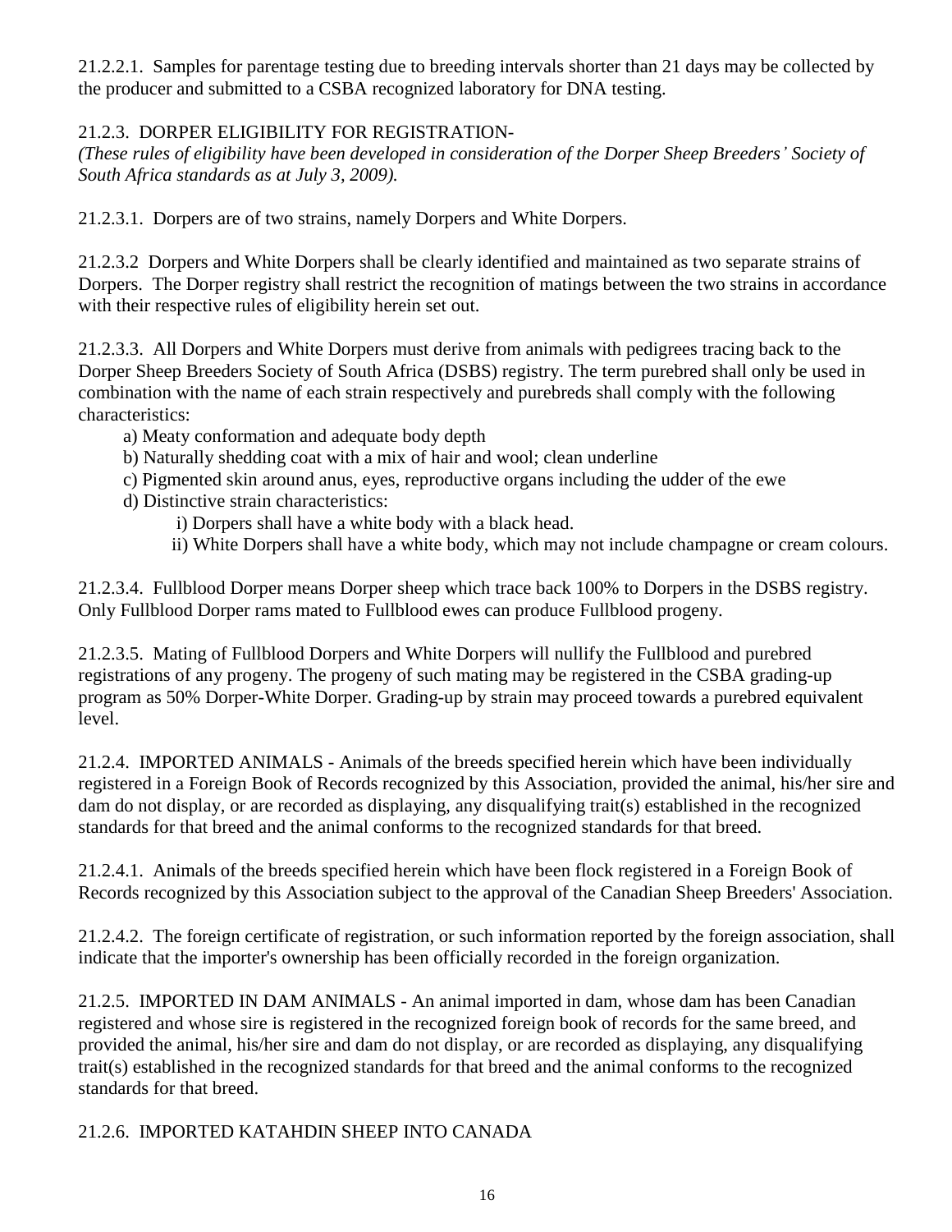21.2.2.1. Samples for parentage testing due to breeding intervals shorter than 21 days may be collected by the producer and submitted to a CSBA recognized laboratory for DNA testing.

21.2.3. DORPER ELIGIBILITY FOR REGISTRATION-
*(These rules of eligibility have been developed in consideration of the Dorper Sheep Breeders' Society of South Africa standards as at July 3, 2009).*

21.2.3.1. Dorpers are of two strains, namely Dorpers and White Dorpers.

21.2.3.2 Dorpers and White Dorpers shall be clearly identified and maintained as two separate strains of Dorpers. The Dorper registry shall restrict the recognition of matings between the two strains in accordance with their respective rules of eligibility herein set out.

21.2.3.3. All Dorpers and White Dorpers must derive from animals with pedigrees tracing back to the Dorper Sheep Breeders Society of South Africa (DSBS) registry. The term purebred shall only be used in combination with the name of each strain respectively and purebreds shall comply with the following characteristics:

- a) Meaty conformation and adequate body depth
- b) Naturally shedding coat with a mix of hair and wool; clean underline
- c) Pigmented skin around anus, eyes, reproductive organs including the udder of the ewe
- d) Distinctive strain characteristics:
  - i) Dorpers shall have a white body with a black head.
  - ii) White Dorpers shall have a white body, which may not include champagne or cream colours.

21.2.3.4. Fullblood Dorper means Dorper sheep which trace back 100% to Dorpers in the DSBS registry. Only Fullblood Dorper rams mated to Fullblood ewes can produce Fullblood progeny.

21.2.3.5. Mating of Fullblood Dorpers and White Dorpers will nullify the Fullblood and purebred registrations of any progeny. The progeny of such mating may be registered in the CSBA grading-up program as 50% Dorper-White Dorper. Grading-up by strain may proceed towards a purebred equivalent level.

21.2.4. IMPORTED ANIMALS - Animals of the breeds specified herein which have been individually registered in a Foreign Book of Records recognized by this Association, provided the animal, his/her sire and dam do not display, or are recorded as displaying, any disqualifying trait(s) established in the recognized standards for that breed and the animal conforms to the recognized standards for that breed.

21.2.4.1. Animals of the breeds specified herein which have been flock registered in a Foreign Book of Records recognized by this Association subject to the approval of the Canadian Sheep Breeders' Association.

21.2.4.2. The foreign certificate of registration, or such information reported by the foreign association, shall indicate that the importer's ownership has been officially recorded in the foreign organization.

21.2.5. IMPORTED IN DAM ANIMALS - An animal imported in dam, whose dam has been Canadian registered and whose sire is registered in the recognized foreign book of records for the same breed, and provided the animal, his/her sire and dam do not display, or are recorded as displaying, any disqualifying trait(s) established in the recognized standards for that breed and the animal conforms to the recognized standards for that breed.

21.2.6. IMPORTED KATAHDIN SHEEP INTO CANADA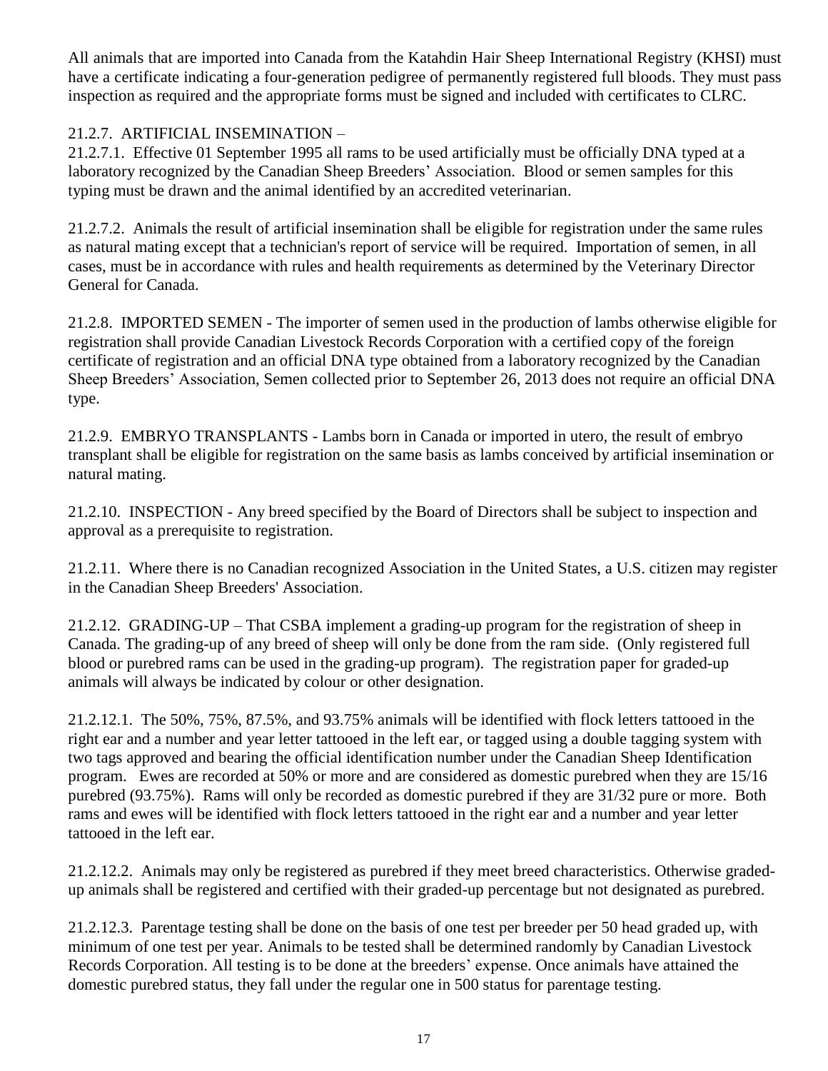All animals that are imported into Canada from the Katahdin Hair Sheep International Registry (KHSI) must have a certificate indicating a four-generation pedigree of permanently registered full bloods. They must pass inspection as required and the appropriate forms must be signed and included with certificates to CLRC.

21.2.7. ARTIFICIAL INSEMINATION –

21.2.7.1. Effective 01 September 1995 all rams to be used artificially must be officially DNA typed at a laboratory recognized by the Canadian Sheep Breeders' Association. Blood or semen samples for this typing must be drawn and the animal identified by an accredited veterinarian.

21.2.7.2. Animals the result of artificial insemination shall be eligible for registration under the same rules as natural mating except that a technician's report of service will be required. Importation of semen, in all cases, must be in accordance with rules and health requirements as determined by the Veterinary Director General for Canada.

21.2.8. IMPORTED SEMEN - The importer of semen used in the production of lambs otherwise eligible for registration shall provide Canadian Livestock Records Corporation with a certified copy of the foreign certificate of registration and an official DNA type obtained from a laboratory recognized by the Canadian Sheep Breeders' Association, Semen collected prior to September 26, 2013 does not require an official DNA type.

21.2.9. EMBRYO TRANSPLANTS - Lambs born in Canada or imported in utero, the result of embryo transplant shall be eligible for registration on the same basis as lambs conceived by artificial insemination or natural mating.

21.2.10. INSPECTION - Any breed specified by the Board of Directors shall be subject to inspection and approval as a prerequisite to registration.

21.2.11. Where there is no Canadian recognized Association in the United States, a U.S. citizen may register in the Canadian Sheep Breeders' Association.

21.2.12. GRADING-UP – That CSBA implement a grading-up program for the registration of sheep in Canada. The grading-up of any breed of sheep will only be done from the ram side. (Only registered full blood or purebred rams can be used in the grading-up program). The registration paper for graded-up animals will always be indicated by colour or other designation.

21.2.12.1. The 50%, 75%, 87.5%, and 93.75% animals will be identified with flock letters tattooed in the right ear and a number and year letter tattooed in the left ear, or tagged using a double tagging system with two tags approved and bearing the official identification number under the Canadian Sheep Identification program. Ewes are recorded at 50% or more and are considered as domestic purebred when they are 15/16 purebred (93.75%). Rams will only be recorded as domestic purebred if they are 31/32 pure or more. Both rams and ewes will be identified with flock letters tattooed in the right ear and a number and year letter tattooed in the left ear.

21.2.12.2. Animals may only be registered as purebred if they meet breed characteristics. Otherwise graded-up animals shall be registered and certified with their graded-up percentage but not designated as purebred.

21.2.12.3. Parentage testing shall be done on the basis of one test per breeder per 50 head graded up, with minimum of one test per year. Animals to be tested shall be determined randomly by Canadian Livestock Records Corporation. All testing is to be done at the breeders' expense. Once animals have attained the domestic purebred status, they fall under the regular one in 500 status for parentage testing.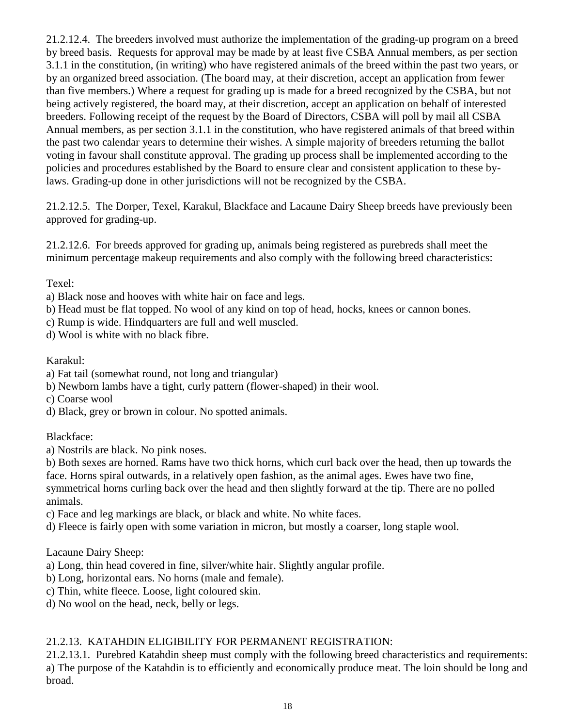21.2.12.4. The breeders involved must authorize the implementation of the grading-up program on a breed by breed basis. Requests for approval may be made by at least five CSBA Annual members, as per section 3.1.1 in the constitution, (in writing) who have registered animals of the breed within the past two years, or by an organized breed association. (The board may, at their discretion, accept an application from fewer than five members.) Where a request for grading up is made for a breed recognized by the CSBA, but not being actively registered, the board may, at their discretion, accept an application on behalf of interested breeders. Following receipt of the request by the Board of Directors, CSBA will poll by mail all CSBA Annual members, as per section 3.1.1 in the constitution, who have registered animals of that breed within the past two calendar years to determine their wishes. A simple majority of breeders returning the ballot voting in favour shall constitute approval. The grading up process shall be implemented according to the policies and procedures established by the Board to ensure clear and consistent application to these by-laws. Grading-up done in other jurisdictions will not be recognized by the CSBA.

21.2.12.5. The Dorper, Texel, Karakul, Blackface and Lacaune Dairy Sheep breeds have previously been approved for grading-up.

21.2.12.6. For breeds approved for grading up, animals being registered as purebreds shall meet the minimum percentage makeup requirements and also comply with the following breed characteristics:

Texel:
a) Black nose and hooves with white hair on face and legs.
b) Head must be flat topped. No wool of any kind on top of head, hocks, knees or cannon bones.
c) Rump is wide. Hindquarters are full and well muscled.
d) Wool is white with no black fibre.

Karakul:
a) Fat tail (somewhat round, not long and triangular)
b) Newborn lambs have a tight, curly pattern (flower-shaped) in their wool.
c) Coarse wool
d) Black, grey or brown in colour. No spotted animals.

Blackface:
a) Nostrils are black. No pink noses.
b) Both sexes are horned. Rams have two thick horns, which curl back over the head, then up towards the face. Horns spiral outwards, in a relatively open fashion, as the animal ages. Ewes have two fine, symmetrical horns curling back over the head and then slightly forward at the tip. There are no polled animals.
c) Face and leg markings are black, or black and white. No white faces.
d) Fleece is fairly open with some variation in micron, but mostly a coarser, long staple wool.

Lacaune Dairy Sheep:
a) Long, thin head covered in fine, silver/white hair. Slightly angular profile.
b) Long, horizontal ears. No horns (male and female).
c) Thin, white fleece. Loose, light coloured skin.
d) No wool on the head, neck, belly or legs.

21.2.13. KATAHDIN ELIGIBILITY FOR PERMANENT REGISTRATION:

21.2.13.1. Purebred Katahdin sheep must comply with the following breed characteristics and requirements:
a) The purpose of the Katahdin is to efficiently and economically produce meat. The loin should be long and broad.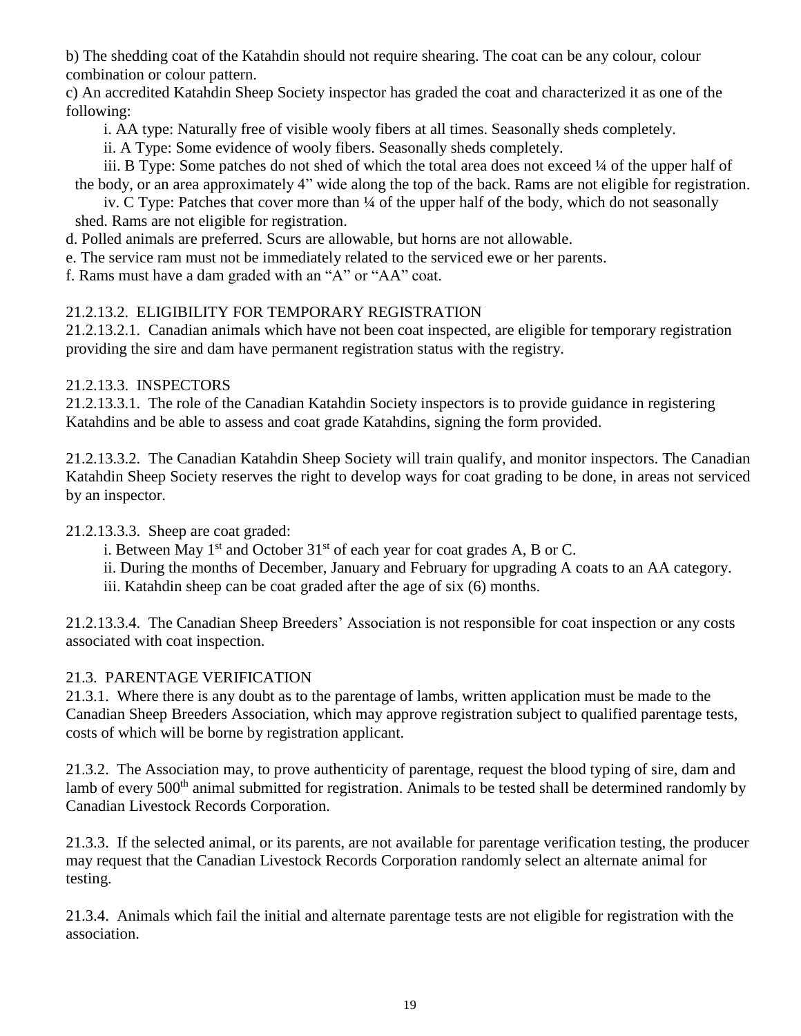b) The shedding coat of the Katahdin should not require shearing. The coat can be any colour, colour combination or colour pattern.

c) An accredited Katahdin Sheep Society inspector has graded the coat and characterized it as one of the following:

i. AA type: Naturally free of visible wooly fibers at all times. Seasonally sheds completely.

ii. A Type: Some evidence of wooly fibers. Seasonally sheds completely.

iii. B Type: Some patches do not shed of which the total area does not exceed ¼ of the upper half of the body, or an area approximately 4" wide along the top of the back. Rams are not eligible for registration.

iv. C Type: Patches that cover more than ¼ of the upper half of the body, which do not seasonally shed. Rams are not eligible for registration.

d. Polled animals are preferred. Scurs are allowable, but horns are not allowable.

e. The service ram must not be immediately related to the serviced ewe or her parents.

f. Rams must have a dam graded with an "A" or "AA" coat.

21.2.13.2. ELIGIBILITY FOR TEMPORARY REGISTRATION

21.2.13.2.1. Canadian animals which have not been coat inspected, are eligible for temporary registration providing the sire and dam have permanent registration status with the registry.

21.2.13.3. INSPECTORS

21.2.13.3.1. The role of the Canadian Katahdin Society inspectors is to provide guidance in registering Katahdins and be able to assess and coat grade Katahdins, signing the form provided.

21.2.13.3.2. The Canadian Katahdin Sheep Society will train qualify, and monitor inspectors. The Canadian Katahdin Sheep Society reserves the right to develop ways for coat grading to be done, in areas not serviced by an inspector.

21.2.13.3.3. Sheep are coat graded:

i. Between May 1st and October 31st of each year for coat grades A, B or C.

ii. During the months of December, January and February for upgrading A coats to an AA category.

iii. Katahdin sheep can be coat graded after the age of six (6) months.

21.2.13.3.4. The Canadian Sheep Breeders' Association is not responsible for coat inspection or any costs associated with coat inspection.

21.3. PARENTAGE VERIFICATION

21.3.1. Where there is any doubt as to the parentage of lambs, written application must be made to the Canadian Sheep Breeders Association, which may approve registration subject to qualified parentage tests, costs of which will be borne by registration applicant.

21.3.2. The Association may, to prove authenticity of parentage, request the blood typing of sire, dam and lamb of every 500th animal submitted for registration. Animals to be tested shall be determined randomly by Canadian Livestock Records Corporation.

21.3.3. If the selected animal, or its parents, are not available for parentage verification testing, the producer may request that the Canadian Livestock Records Corporation randomly select an alternate animal for testing.

21.3.4. Animals which fail the initial and alternate parentage tests are not eligible for registration with the association.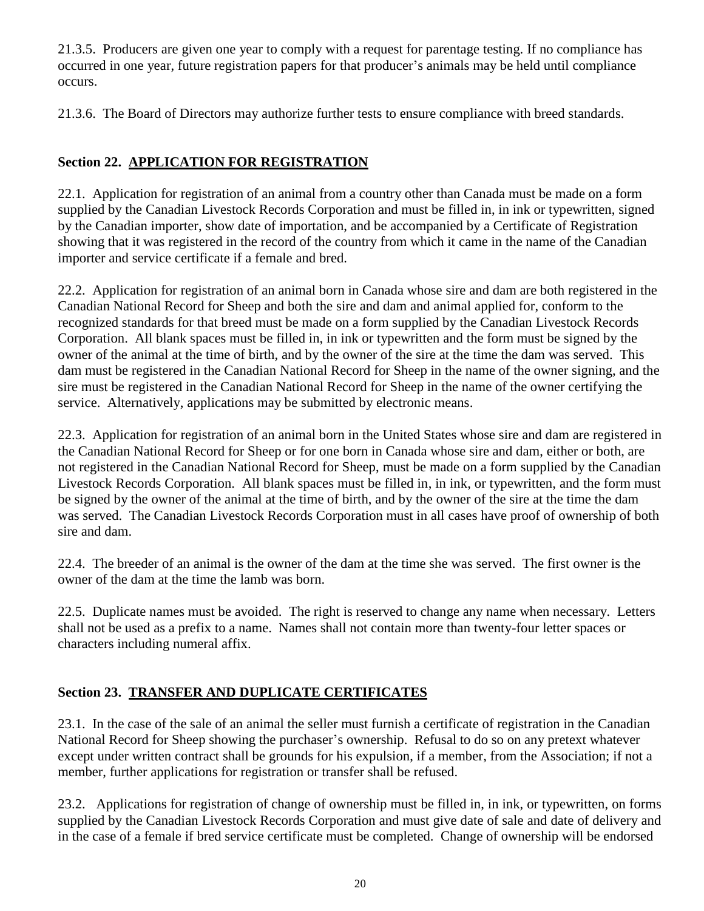21.3.5. Producers are given one year to comply with a request for parentage testing. If no compliance has occurred in one year, future registration papers for that producer's animals may be held until compliance occurs.

21.3.6. The Board of Directors may authorize further tests to ensure compliance with breed standards.

## Section 22. APPLICATION FOR REGISTRATION

22.1. Application for registration of an animal from a country other than Canada must be made on a form supplied by the Canadian Livestock Records Corporation and must be filled in, in ink or typewritten, signed by the Canadian importer, show date of importation, and be accompanied by a Certificate of Registration showing that it was registered in the record of the country from which it came in the name of the Canadian importer and service certificate if a female and bred.

22.2. Application for registration of an animal born in Canada whose sire and dam are both registered in the Canadian National Record for Sheep and both the sire and dam and animal applied for, conform to the recognized standards for that breed must be made on a form supplied by the Canadian Livestock Records Corporation. All blank spaces must be filled in, in ink or typewritten and the form must be signed by the owner of the animal at the time of birth, and by the owner of the sire at the time the dam was served. This dam must be registered in the Canadian National Record for Sheep in the name of the owner signing, and the sire must be registered in the Canadian National Record for Sheep in the name of the owner certifying the service. Alternatively, applications may be submitted by electronic means.

22.3. Application for registration of an animal born in the United States whose sire and dam are registered in the Canadian National Record for Sheep or for one born in Canada whose sire and dam, either or both, are not registered in the Canadian National Record for Sheep, must be made on a form supplied by the Canadian Livestock Records Corporation. All blank spaces must be filled in, in ink, or typewritten, and the form must be signed by the owner of the animal at the time of birth, and by the owner of the sire at the time the dam was served. The Canadian Livestock Records Corporation must in all cases have proof of ownership of both sire and dam.

22.4. The breeder of an animal is the owner of the dam at the time she was served. The first owner is the owner of the dam at the time the lamb was born.

22.5. Duplicate names must be avoided. The right is reserved to change any name when necessary. Letters shall not be used as a prefix to a name. Names shall not contain more than twenty-four letter spaces or characters including numeral affix.

## Section 23. TRANSFER AND DUPLICATE CERTIFICATES

23.1. In the case of the sale of an animal the seller must furnish a certificate of registration in the Canadian National Record for Sheep showing the purchaser's ownership. Refusal to do so on any pretext whatever except under written contract shall be grounds for his expulsion, if a member, from the Association; if not a member, further applications for registration or transfer shall be refused.

23.2. Applications for registration of change of ownership must be filled in, in ink, or typewritten, on forms supplied by the Canadian Livestock Records Corporation and must give date of sale and date of delivery and in the case of a female if bred service certificate must be completed. Change of ownership will be endorsed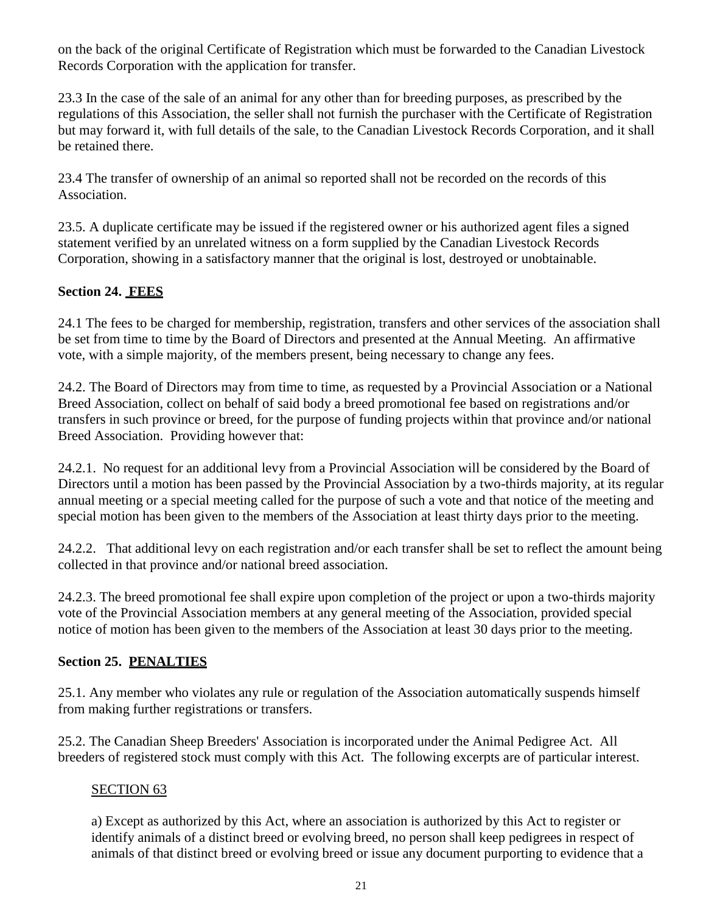on the back of the original Certificate of Registration which must be forwarded to the Canadian Livestock Records Corporation with the application for transfer.

23.3 In the case of the sale of an animal for any other than for breeding purposes, as prescribed by the regulations of this Association, the seller shall not furnish the purchaser with the Certificate of Registration but may forward it, with full details of the sale, to the Canadian Livestock Records Corporation, and it shall be retained there.

23.4 The transfer of ownership of an animal so reported shall not be recorded on the records of this Association.

23.5. A duplicate certificate may be issued if the registered owner or his authorized agent files a signed statement verified by an unrelated witness on a form supplied by the Canadian Livestock Records Corporation, showing in a satisfactory manner that the original is lost, destroyed or unobtainable.

**Section 24. FEES**

24.1 The fees to be charged for membership, registration, transfers and other services of the association shall be set from time to time by the Board of Directors and presented at the Annual Meeting. An affirmative vote, with a simple majority, of the members present, being necessary to change any fees.

24.2. The Board of Directors may from time to time, as requested by a Provincial Association or a National Breed Association, collect on behalf of said body a breed promotional fee based on registrations and/or transfers in such province or breed, for the purpose of funding projects within that province and/or national Breed Association. Providing however that:

24.2.1. No request for an additional levy from a Provincial Association will be considered by the Board of Directors until a motion has been passed by the Provincial Association by a two-thirds majority, at its regular annual meeting or a special meeting called for the purpose of such a vote and that notice of the meeting and special motion has been given to the members of the Association at least thirty days prior to the meeting.

24.2.2. That additional levy on each registration and/or each transfer shall be set to reflect the amount being collected in that province and/or national breed association.

24.2.3. The breed promotional fee shall expire upon completion of the project or upon a two-thirds majority vote of the Provincial Association members at any general meeting of the Association, provided special notice of motion has been given to the members of the Association at least 30 days prior to the meeting.

**Section 25. PENALTIES**

25.1. Any member who violates any rule or regulation of the Association automatically suspends himself from making further registrations or transfers.

25.2. The Canadian Sheep Breeders' Association is incorporated under the Animal Pedigree Act. All breeders of registered stock must comply with this Act. The following excerpts are of particular interest.

SECTION 63

a) Except as authorized by this Act, where an association is authorized by this Act to register or identify animals of a distinct breed or evolving breed, no person shall keep pedigrees in respect of animals of that distinct breed or evolving breed or issue any document purporting to evidence that a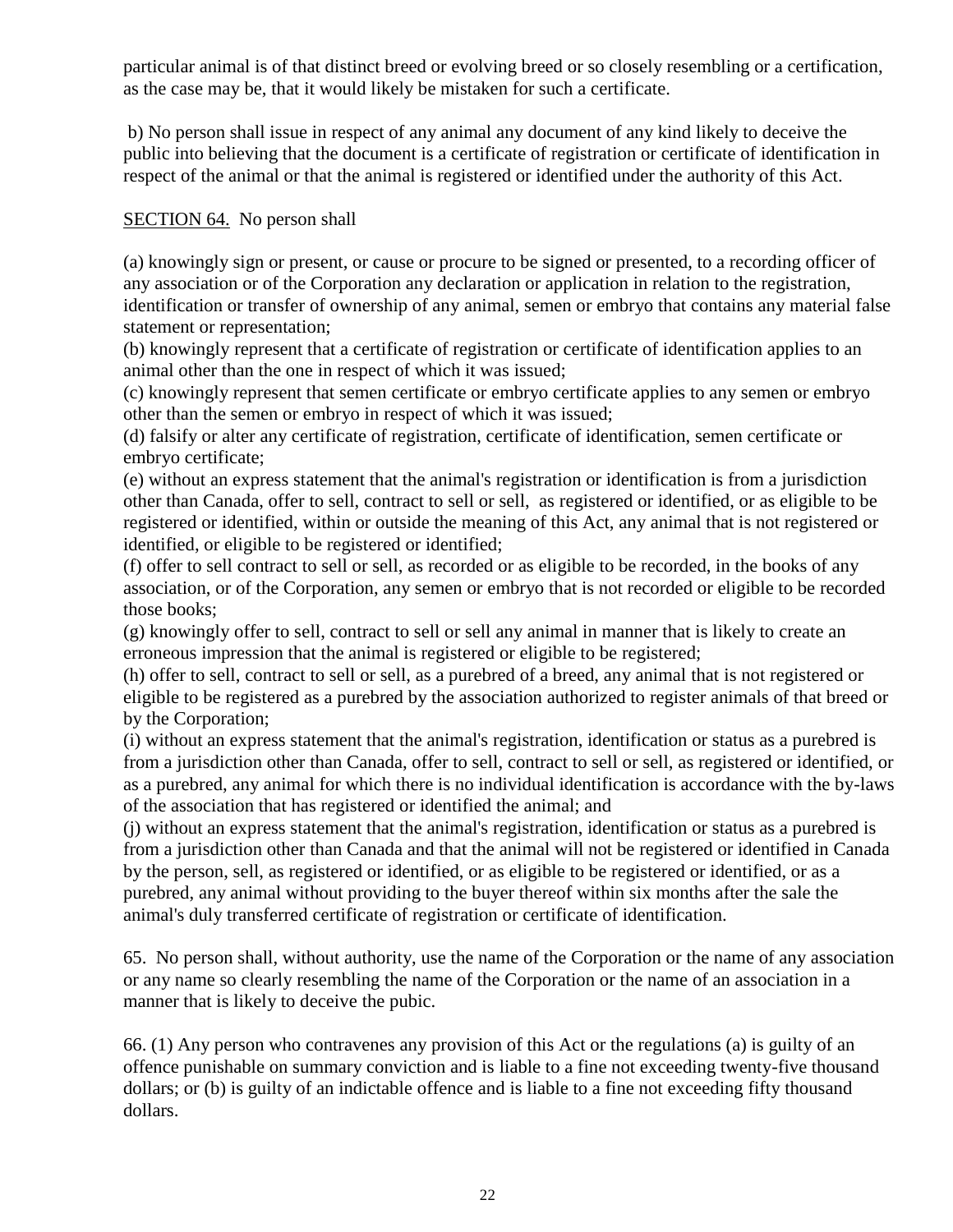particular animal is of that distinct breed or evolving breed or so closely resembling or a certification, as the case may be, that it would likely be mistaken for such a certificate.

b) No person shall issue in respect of any animal any document of any kind likely to deceive the public into believing that the document is a certificate of registration or certificate of identification in respect of the animal or that the animal is registered or identified under the authority of this Act.

SECTION 64. No person shall

(a) knowingly sign or present, or cause or procure to be signed or presented, to a recording officer of any association or of the Corporation any declaration or application in relation to the registration, identification or transfer of ownership of any animal, semen or embryo that contains any material false statement or representation;
(b) knowingly represent that a certificate of registration or certificate of identification applies to an animal other than the one in respect of which it was issued;
(c) knowingly represent that semen certificate or embryo certificate applies to any semen or embryo other than the semen or embryo in respect of which it was issued;
(d) falsify or alter any certificate of registration, certificate of identification, semen certificate or embryo certificate;
(e) without an express statement that the animal's registration or identification is from a jurisdiction other than Canada, offer to sell, contract to sell or sell, as registered or identified, or as eligible to be registered or identified, within or outside the meaning of this Act, any animal that is not registered or identified, or eligible to be registered or identified;
(f) offer to sell contract to sell or sell, as recorded or as eligible to be recorded, in the books of any association, or of the Corporation, any semen or embryo that is not recorded or eligible to be recorded those books;
(g) knowingly offer to sell, contract to sell or sell any animal in manner that is likely to create an erroneous impression that the animal is registered or eligible to be registered;
(h) offer to sell, contract to sell or sell, as a purebred of a breed, any animal that is not registered or eligible to be registered as a purebred by the association authorized to register animals of that breed or by the Corporation;
(i) without an express statement that the animal's registration, identification or status as a purebred is from a jurisdiction other than Canada, offer to sell, contract to sell or sell, as registered or identified, or as a purebred, any animal for which there is no individual identification is accordance with the by-laws of the association that has registered or identified the animal; and
(j) without an express statement that the animal's registration, identification or status as a purebred is from a jurisdiction other than Canada and that the animal will not be registered or identified in Canada by the person, sell, as registered or identified, or as eligible to be registered or identified, or as a purebred, any animal without providing to the buyer thereof within six months after the sale the animal's duly transferred certificate of registration or certificate of identification.

65. No person shall, without authority, use the name of the Corporation or the name of any association or any name so clearly resembling the name of the Corporation or the name of an association in a manner that is likely to deceive the pubic.

66. (1) Any person who contravenes any provision of this Act or the regulations (a) is guilty of an offence punishable on summary conviction and is liable to a fine not exceeding twenty-five thousand dollars; or (b) is guilty of an indictable offence and is liable to a fine not exceeding fifty thousand dollars.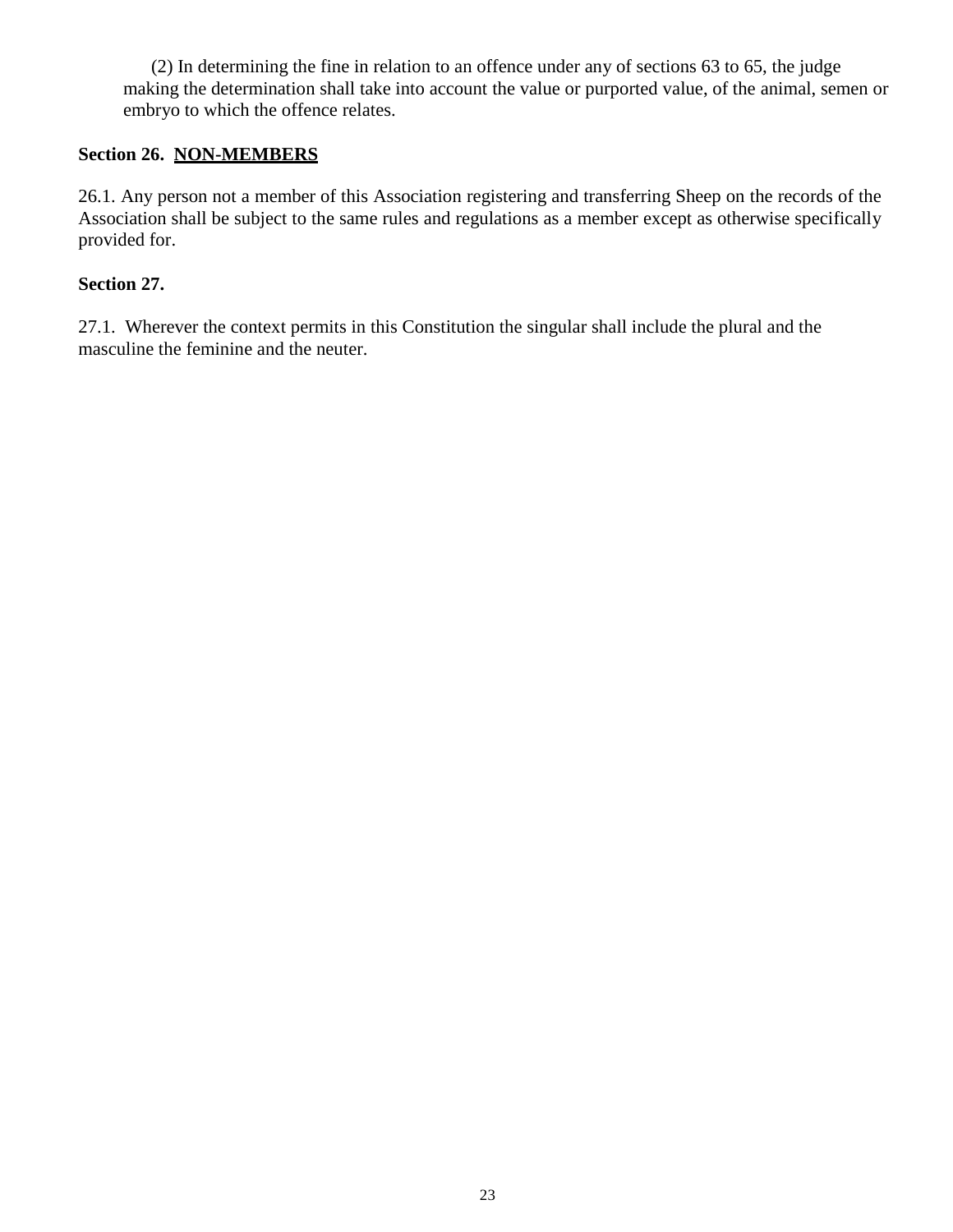(2) In determining the fine in relation to an offence under any of sections 63 to 65, the judge making the determination shall take into account the value or purported value, of the animal, semen or embryo to which the offence relates.

**Section 26. NON-MEMBERS**

26.1. Any person not a member of this Association registering and transferring Sheep on the records of the Association shall be subject to the same rules and regulations as a member except as otherwise specifically provided for.

**Section 27.**

27.1. Wherever the context permits in this Constitution the singular shall include the plural and the masculine the feminine and the neuter.